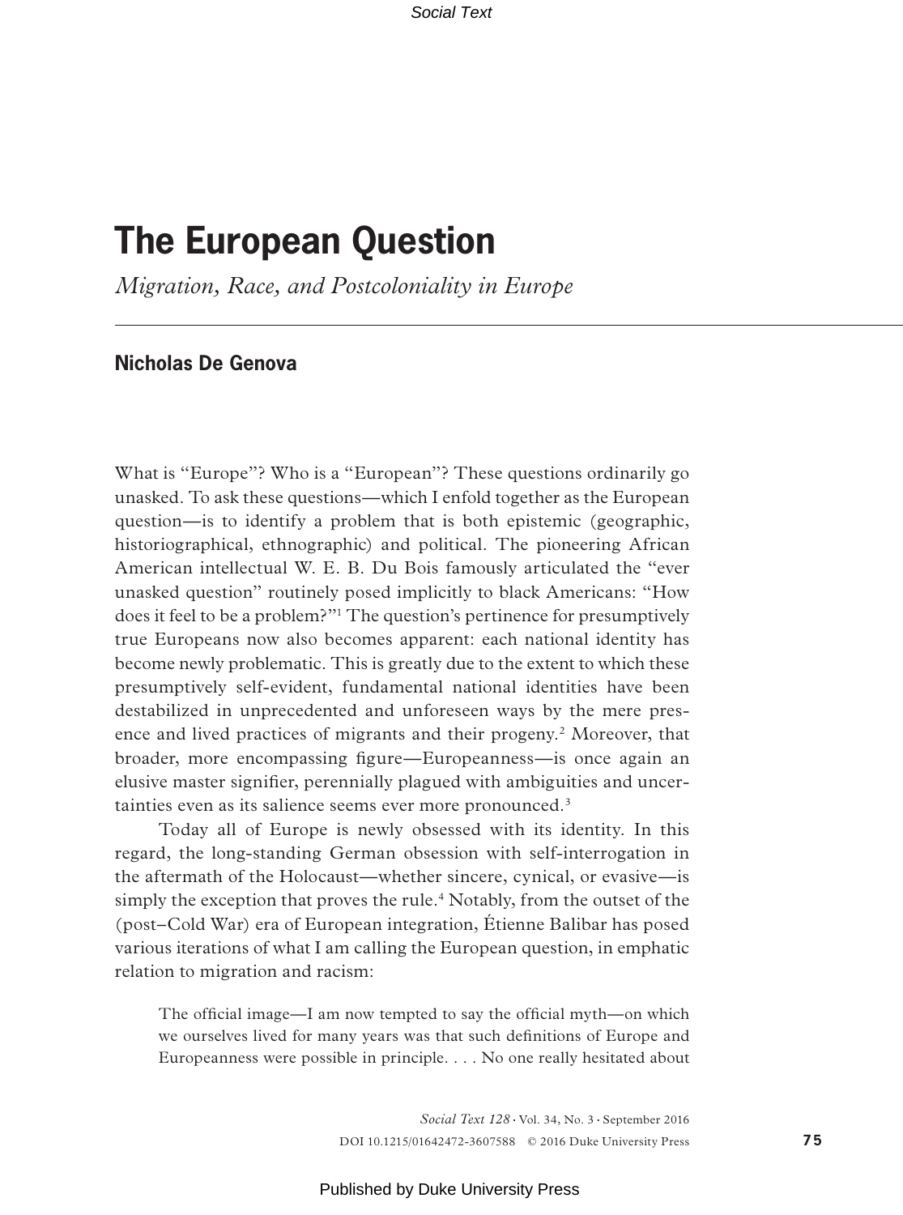# The European Question

*Migration, Race, and Postcoloniality in Europe*

## Nicholas De Genova

What is "Europe"? Who is a "European"? These questions ordinarily go unasked. To ask these questions—which I enfold together as the European question—is to identify a problem that is both epistemic (geographic, historiographical, ethnographic) and political. The pioneering African American intellectual W. E. B. Du Bois famously articulated the "ever unasked question" routinely posed implicitly to black Americans: "How does it feel to be a problem?"[1] The question's pertinence for presumptively true Europeans now also becomes apparent: each national identity has become newly problematic. This is greatly due to the extent to which these presumptively self-evident, fundamental national identities have been destabilized in unprecedented and unforeseen ways by the mere presence and lived practices of migrants and their progeny.[2] Moreover, that broader, more encompassing figure—Europeanness—is once again an elusive master signifier, perennially plagued with ambiguities and uncertainties even as its salience seems ever more pronounced.[3]

Today all of Europe is newly obsessed with its identity. In this regard, the long-standing German obsession with self-interrogation in the aftermath of the Holocaust—whether sincere, cynical, or evasive—is simply the exception that proves the rule.[4] Notably, from the outset of the (post–Cold War) era of European integration, Étienne Balibar has posed various iterations of what I am calling the European question, in emphatic relation to migration and racism:

> The official image—I am now tempted to say the official myth—on which we ourselves lived for many years was that such definitions of Europe and Europeanness were possible in principle. . . . No one really hesitated about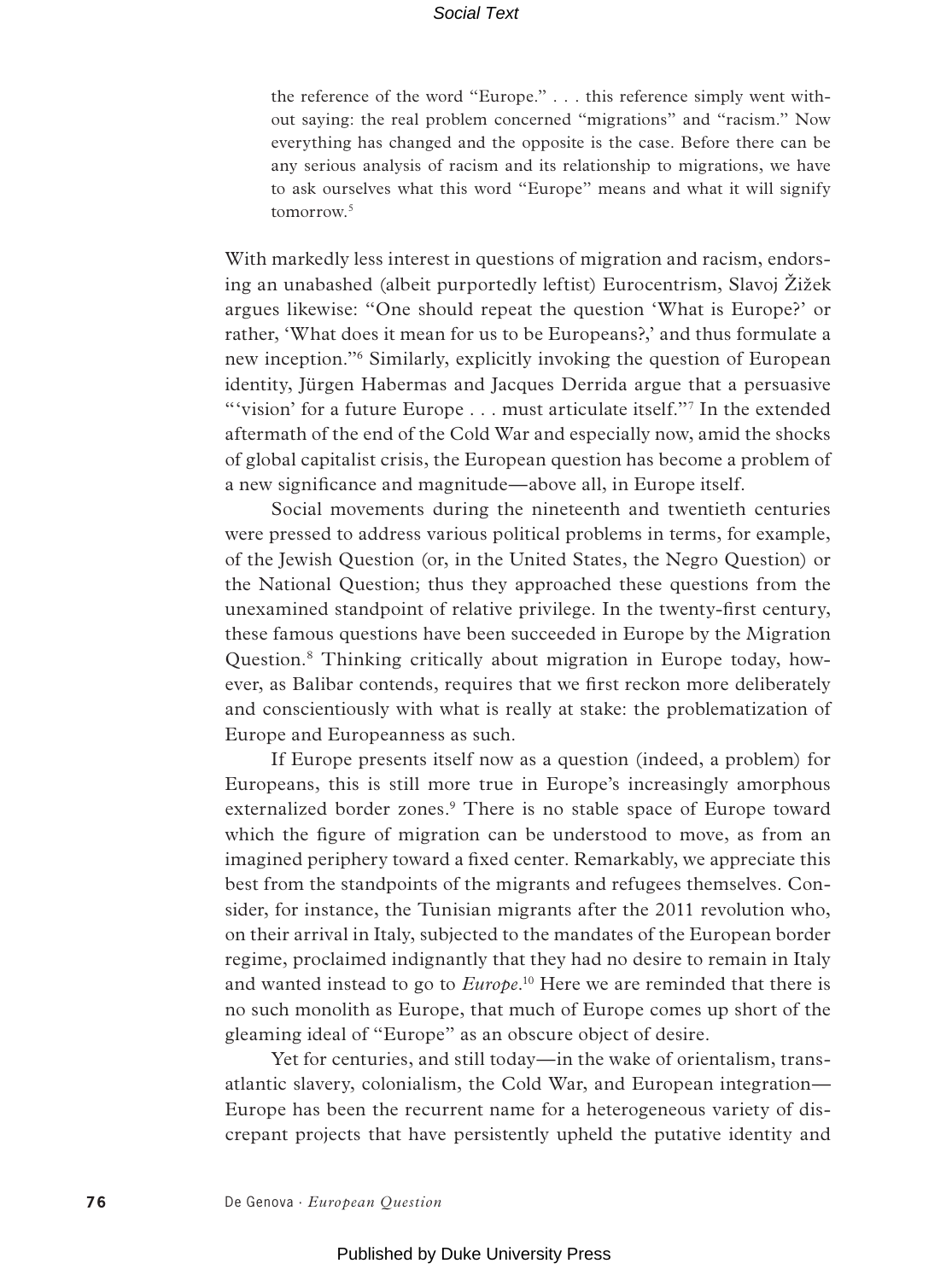> the reference of the word "Europe." . . . this reference simply went without saying: the real problem concerned "migrations" and "racism." Now everything has changed and the opposite is the case. Before there can be any serious analysis of racism and its relationship to migrations, we have to ask ourselves what this word "Europe" means and what it will signify tomorrow.[5]

With markedly less interest in questions of migration and racism, endorsing an unabashed (albeit purportedly leftist) Eurocentrism, Slavoj Žižek argues likewise: "One should repeat the question 'What is Europe?' or rather, 'What does it mean for us to be Europeans?,' and thus formulate a new inception."[6] Similarly, explicitly invoking the question of European identity, Jürgen Habermas and Jacques Derrida argue that a persuasive "'vision' for a future Europe . . . must articulate itself."[7] In the extended aftermath of the end of the Cold War and especially now, amid the shocks of global capitalist crisis, the European question has become a problem of a new significance and magnitude—above all, in Europe itself.

Social movements during the nineteenth and twentieth centuries were pressed to address various political problems in terms, for example, of the Jewish Question (or, in the United States, the Negro Question) or the National Question; thus they approached these questions from the unexamined standpoint of relative privilege. In the twenty-first century, these famous questions have been succeeded in Europe by the Migration Question.[8] Thinking critically about migration in Europe today, however, as Balibar contends, requires that we first reckon more deliberately and conscientiously with what is really at stake: the problematization of Europe and Europeanness as such.

If Europe presents itself now as a question (indeed, a problem) for Europeans, this is still more true in Europe's increasingly amorphous externalized border zones.[9] There is no stable space of Europe toward which the figure of migration can be understood to move, as from an imagined periphery toward a fixed center. Remarkably, we appreciate this best from the standpoints of the migrants and refugees themselves. Consider, for instance, the Tunisian migrants after the 2011 revolution who, on their arrival in Italy, subjected to the mandates of the European border regime, proclaimed indignantly that they had no desire to remain in Italy and wanted instead to go to *Europe*.[10] Here we are reminded that there is no such monolith as Europe, that much of Europe comes up short of the gleaming ideal of "Europe" as an obscure object of desire.

Yet for centuries, and still today—in the wake of orientalism, transatlantic slavery, colonialism, the Cold War, and European integration—Europe has been the recurrent name for a heterogeneous variety of discrepant projects that have persistently upheld the putative identity and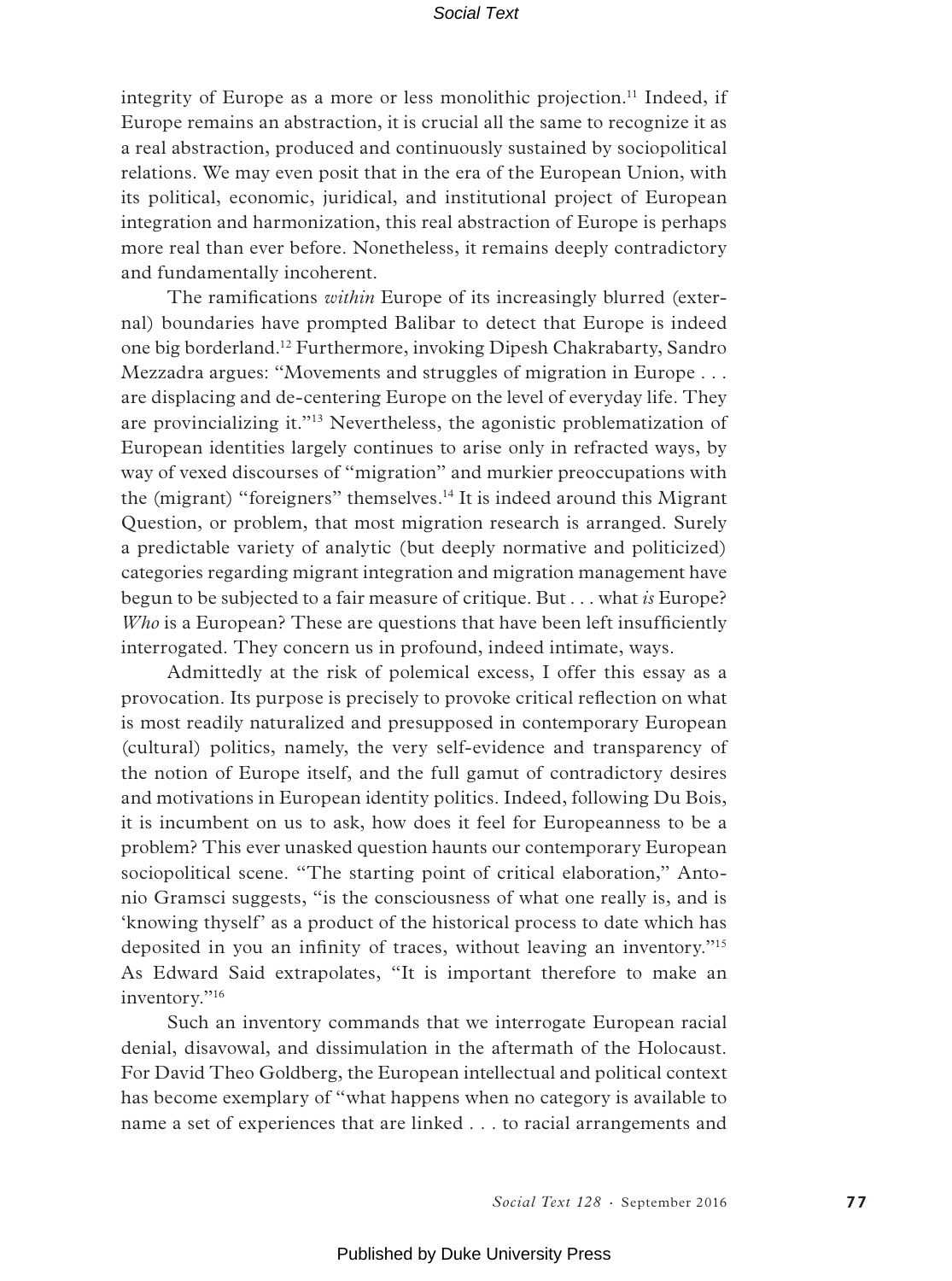integrity of Europe as a more or less monolithic projection.[11] Indeed, if Europe remains an abstraction, it is crucial all the same to recognize it as a real abstraction, produced and continuously sustained by sociopolitical relations. We may even posit that in the era of the European Union, with its political, economic, juridical, and institutional project of European integration and harmonization, this real abstraction of Europe is perhaps more real than ever before. Nonetheless, it remains deeply contradictory and fundamentally incoherent.

The ramifications *within* Europe of its increasingly blurred (external) boundaries have prompted Balibar to detect that Europe is indeed one big borderland.[12] Furthermore, invoking Dipesh Chakrabarty, Sandro Mezzadra argues: "Movements and struggles of migration in Europe . . . are displacing and de-centering Europe on the level of everyday life. They are provincializing it."[13] Nevertheless, the agonistic problematization of European identities largely continues to arise only in refracted ways, by way of vexed discourses of "migration" and murkier preoccupations with the (migrant) "foreigners" themselves.[14] It is indeed around this Migrant Question, or problem, that most migration research is arranged. Surely a predictable variety of analytic (but deeply normative and politicized) categories regarding migrant integration and migration management have begun to be subjected to a fair measure of critique. But . . . what *is* Europe? *Who* is a European? These are questions that have been left insufficiently interrogated. They concern us in profound, indeed intimate, ways.

Admittedly at the risk of polemical excess, I offer this essay as a provocation. Its purpose is precisely to provoke critical reflection on what is most readily naturalized and presupposed in contemporary European (cultural) politics, namely, the very self-evidence and transparency of the notion of Europe itself, and the full gamut of contradictory desires and motivations in European identity politics. Indeed, following Du Bois, it is incumbent on us to ask, how does it feel for Europeanness to be a problem? This ever unasked question haunts our contemporary European sociopolitical scene. "The starting point of critical elaboration," Antonio Gramsci suggests, "is the consciousness of what one really is, and is 'knowing thyself' as a product of the historical process to date which has deposited in you an infinity of traces, without leaving an inventory."[15] As Edward Said extrapolates, "It is important therefore to make an inventory."[16]

Such an inventory commands that we interrogate European racial denial, disavowal, and dissimulation in the aftermath of the Holocaust. For David Theo Goldberg, the European intellectual and political context has become exemplary of "what happens when no category is available to name a set of experiences that are linked . . . to racial arrangements and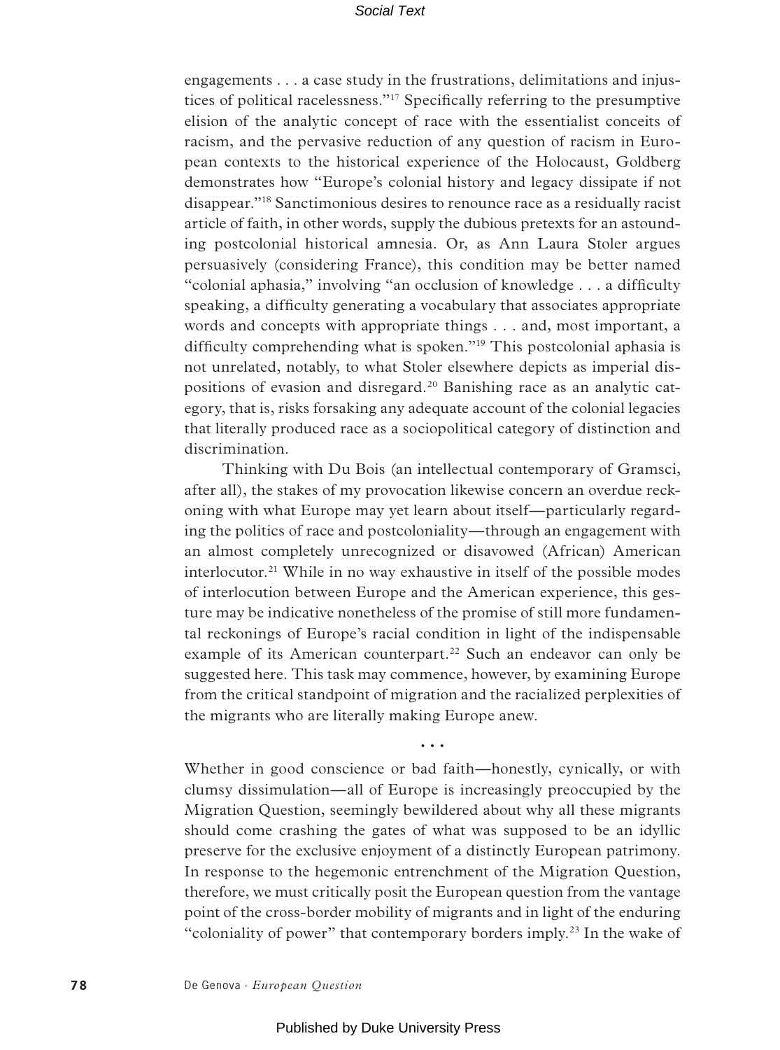engagements . . . a case study in the frustrations, delimitations and injustices of political racelessness."[17] Specifically referring to the presumptive elision of the analytic concept of race with the essentialist conceits of racism, and the pervasive reduction of any question of racism in European contexts to the historical experience of the Holocaust, Goldberg demonstrates how "Europe's colonial history and legacy dissipate if not disappear."[18] Sanctimonious desires to renounce race as a residually racist article of faith, in other words, supply the dubious pretexts for an astounding postcolonial historical amnesia. Or, as Ann Laura Stoler argues persuasively (considering France), this condition may be better named "colonial aphasia," involving "an occlusion of knowledge . . . a difficulty speaking, a difficulty generating a vocabulary that associates appropriate words and concepts with appropriate things . . . and, most important, a difficulty comprehending what is spoken."[19] This postcolonial aphasia is not unrelated, notably, to what Stoler elsewhere depicts as imperial dispositions of evasion and disregard.[20] Banishing race as an analytic category, that is, risks forsaking any adequate account of the colonial legacies that literally produced race as a sociopolitical category of distinction and discrimination.

Thinking with Du Bois (an intellectual contemporary of Gramsci, after all), the stakes of my provocation likewise concern an overdue reckoning with what Europe may yet learn about itself—particularly regarding the politics of race and postcoloniality—through an engagement with an almost completely unrecognized or disavowed (African) American interlocutor.[21] While in no way exhaustive in itself of the possible modes of interlocution between Europe and the American experience, this gesture may be indicative nonetheless of the promise of still more fundamental reckonings of Europe's racial condition in light of the indispensable example of its American counterpart.[22] Such an endeavor can only be suggested here. This task may commence, however, by examining Europe from the critical standpoint of migration and the racialized perplexities of the migrants who are literally making Europe anew.

• • •

Whether in good conscience or bad faith—honestly, cynically, or with clumsy dissimulation—all of Europe is increasingly preoccupied by the Migration Question, seemingly bewildered about why all these migrants should come crashing the gates of what was supposed to be an idyllic preserve for the exclusive enjoyment of a distinctly European patrimony. In response to the hegemonic entrenchment of the Migration Question, therefore, we must critically posit the European question from the vantage point of the cross-border mobility of migrants and in light of the enduring "coloniality of power" that contemporary borders imply.[23] In the wake of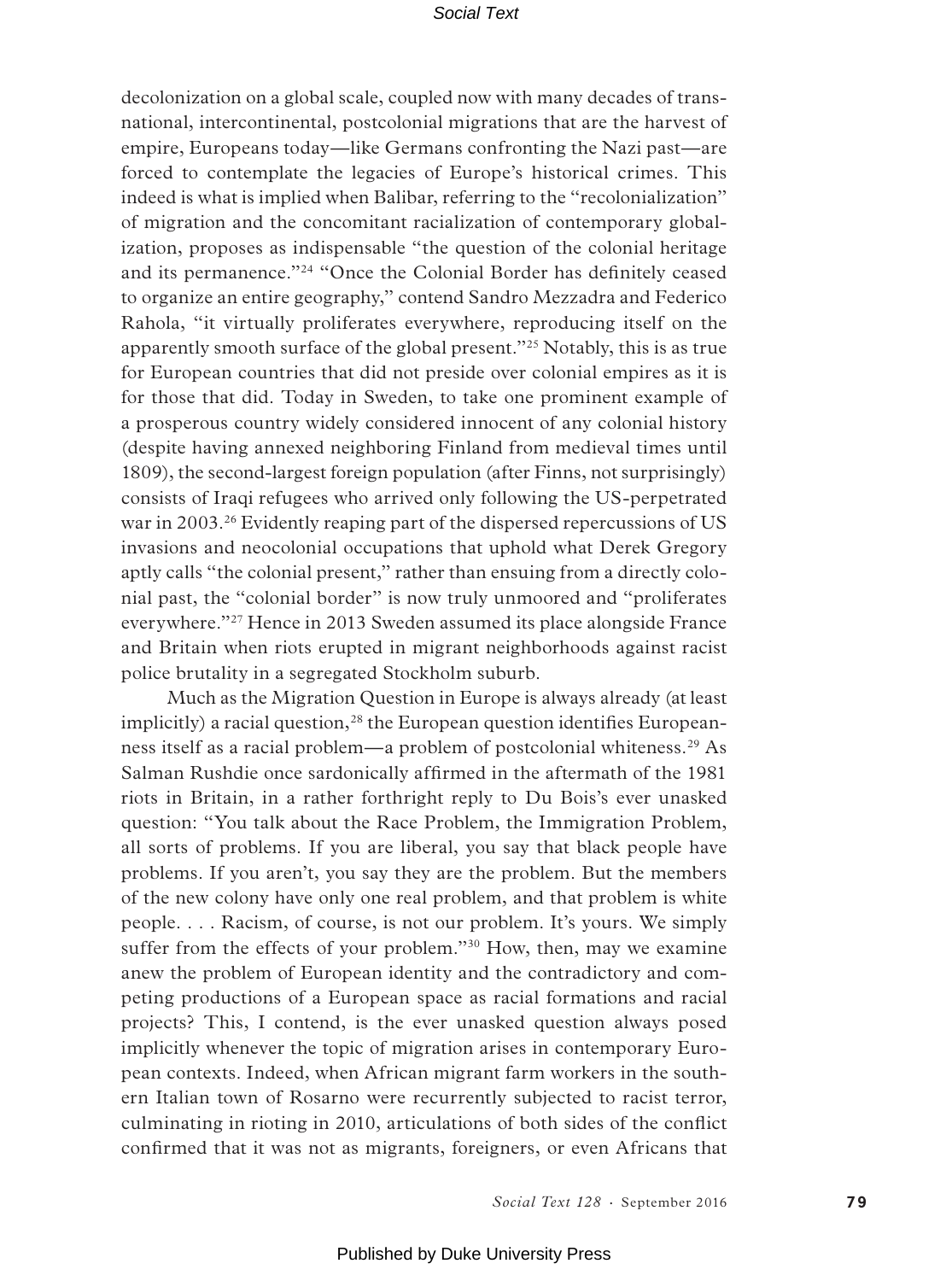decolonization on a global scale, coupled now with many decades of transnational, intercontinental, postcolonial migrations that are the harvest of empire, Europeans today—like Germans confronting the Nazi past—are forced to contemplate the legacies of Europe's historical crimes. This indeed is what is implied when Balibar, referring to the "recolonialization" of migration and the concomitant racialization of contemporary globalization, proposes as indispensable "the question of the colonial heritage and its permanence."[24] "Once the Colonial Border has definitely ceased to organize an entire geography," contend Sandro Mezzadra and Federico Rahola, "it virtually proliferates everywhere, reproducing itself on the apparently smooth surface of the global present."[25] Notably, this is as true for European countries that did not preside over colonial empires as it is for those that did. Today in Sweden, to take one prominent example of a prosperous country widely considered innocent of any colonial history (despite having annexed neighboring Finland from medieval times until 1809), the second-largest foreign population (after Finns, not surprisingly) consists of Iraqi refugees who arrived only following the US-perpetrated war in 2003.[26] Evidently reaping part of the dispersed repercussions of US invasions and neocolonial occupations that uphold what Derek Gregory aptly calls "the colonial present," rather than ensuing from a directly colonial past, the "colonial border" is now truly unmoored and "proliferates everywhere."[27] Hence in 2013 Sweden assumed its place alongside France and Britain when riots erupted in migrant neighborhoods against racist police brutality in a segregated Stockholm suburb.

Much as the Migration Question in Europe is always already (at least implicitly) a racial question,[28] the European question identifies Europeanness itself as a racial problem—a problem of postcolonial whiteness.[29] As Salman Rushdie once sardonically affirmed in the aftermath of the 1981 riots in Britain, in a rather forthright reply to Du Bois's ever unasked question: "You talk about the Race Problem, the Immigration Problem, all sorts of problems. If you are liberal, you say that black people have problems. If you aren't, you say they are the problem. But the members of the new colony have only one real problem, and that problem is white people. . . . Racism, of course, is not our problem. It's yours. We simply suffer from the effects of your problem."[30] How, then, may we examine anew the problem of European identity and the contradictory and competing productions of a European space as racial formations and racial projects? This, I contend, is the ever unasked question always posed implicitly whenever the topic of migration arises in contemporary European contexts. Indeed, when African migrant farm workers in the southern Italian town of Rosarno were recurrently subjected to racist terror, culminating in rioting in 2010, articulations of both sides of the conflict confirmed that it was not as migrants, foreigners, or even Africans that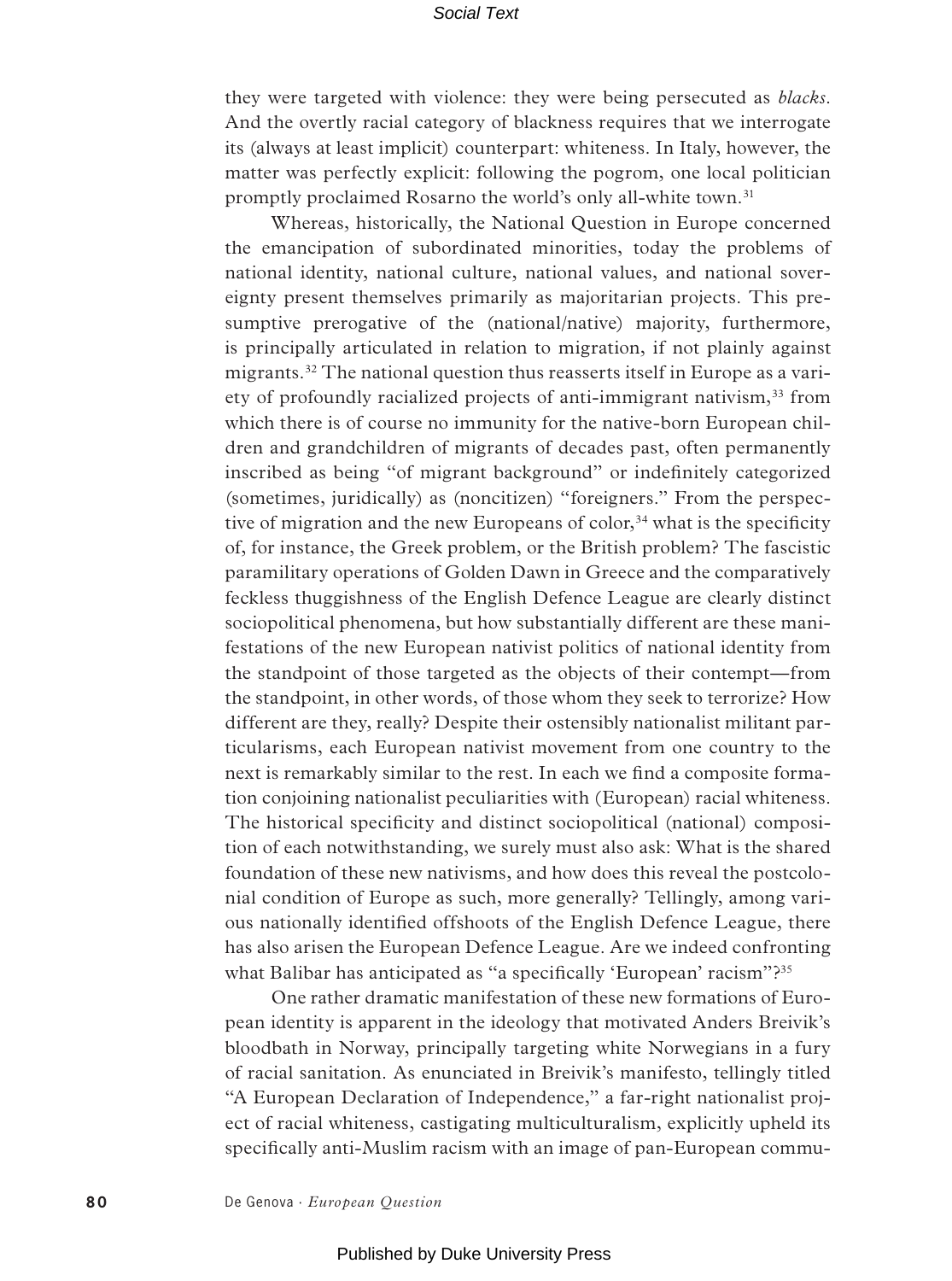they were targeted with violence: they were being persecuted as *blacks*. And the overtly racial category of blackness requires that we interrogate its (always at least implicit) counterpart: whiteness. In Italy, however, the matter was perfectly explicit: following the pogrom, one local politician promptly proclaimed Rosarno the world's only all-white town.[31]

Whereas, historically, the National Question in Europe concerned the emancipation of subordinated minorities, today the problems of national identity, national culture, national values, and national sovereignty present themselves primarily as majoritarian projects. This presumptive prerogative of the (national/native) majority, furthermore, is principally articulated in relation to migration, if not plainly against migrants.[32] The national question thus reasserts itself in Europe as a variety of profoundly racialized projects of anti-immigrant nativism,[33] from which there is of course no immunity for the native-born European children and grandchildren of migrants of decades past, often permanently inscribed as being "of migrant background" or indefinitely categorized (sometimes, juridically) as (noncitizen) "foreigners." From the perspective of migration and the new Europeans of color,[34] what is the specificity of, for instance, the Greek problem, or the British problem? The fascistic paramilitary operations of Golden Dawn in Greece and the comparatively feckless thuggishness of the English Defence League are clearly distinct sociopolitical phenomena, but how substantially different are these manifestations of the new European nativist politics of national identity from the standpoint of those targeted as the objects of their contempt—from the standpoint, in other words, of those whom they seek to terrorize? How different are they, really? Despite their ostensibly nationalist militant particularisms, each European nativist movement from one country to the next is remarkably similar to the rest. In each we find a composite formation conjoining nationalist peculiarities with (European) racial whiteness. The historical specificity and distinct sociopolitical (national) composition of each notwithstanding, we surely must also ask: What is the shared foundation of these new nativisms, and how does this reveal the postcolonial condition of Europe as such, more generally? Tellingly, among various nationally identified offshoots of the English Defence League, there has also arisen the European Defence League. Are we indeed confronting what Balibar has anticipated as "a specifically 'European' racism"?[35]

One rather dramatic manifestation of these new formations of European identity is apparent in the ideology that motivated Anders Breivik's bloodbath in Norway, principally targeting white Norwegians in a fury of racial sanitation. As enunciated in Breivik's manifesto, tellingly titled "A European Declaration of Independence," a far-right nationalist project of racial whiteness, castigating multiculturalism, explicitly upheld its specifically anti-Muslim racism with an image of pan-European commu-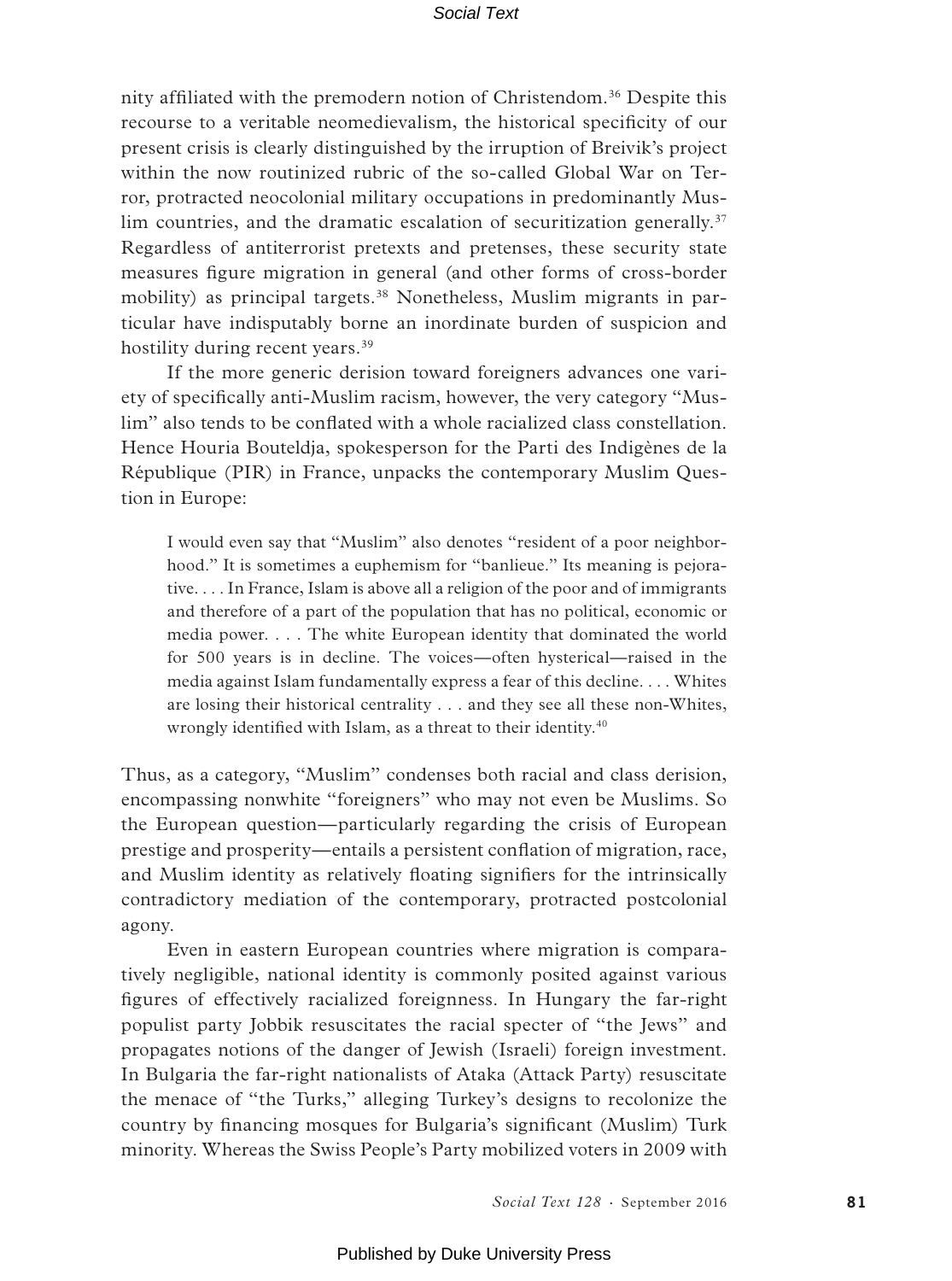nity affiliated with the premodern notion of Christendom.[36] Despite this recourse to a veritable neomedievalism, the historical specificity of our present crisis is clearly distinguished by the irruption of Breivik's project within the now routinized rubric of the so-called Global War on Terror, protracted neocolonial military occupations in predominantly Muslim countries, and the dramatic escalation of securitization generally.[37] Regardless of antiterrorist pretexts and pretenses, these security state measures figure migration in general (and other forms of cross-border mobility) as principal targets.[38] Nonetheless, Muslim migrants in particular have indisputably borne an inordinate burden of suspicion and hostility during recent years.[39]

If the more generic derision toward foreigners advances one variety of specifically anti-Muslim racism, however, the very category "Muslim" also tends to be conflated with a whole racialized class constellation. Hence Houria Bouteldja, spokesperson for the Parti des Indigènes de la République (PIR) in France, unpacks the contemporary Muslim Question in Europe:

> I would even say that "Muslim" also denotes "resident of a poor neighborhood." It is sometimes a euphemism for "banlieue." Its meaning is pejorative. . . . In France, Islam is above all a religion of the poor and of immigrants and therefore of a part of the population that has no political, economic or media power. . . . The white European identity that dominated the world for 500 years is in decline. The voices—often hysterical—raised in the media against Islam fundamentally express a fear of this decline. . . . Whites are losing their historical centrality . . . and they see all these non-Whites, wrongly identified with Islam, as a threat to their identity.[40]

Thus, as a category, "Muslim" condenses both racial and class derision, encompassing nonwhite "foreigners" who may not even be Muslims. So the European question—particularly regarding the crisis of European prestige and prosperity—entails a persistent conflation of migration, race, and Muslim identity as relatively floating signifiers for the intrinsically contradictory mediation of the contemporary, protracted postcolonial agony.

Even in eastern European countries where migration is comparatively negligible, national identity is commonly posited against various figures of effectively racialized foreignness. In Hungary the far-right populist party Jobbik resuscitates the racial specter of "the Jews" and propagates notions of the danger of Jewish (Israeli) foreign investment. In Bulgaria the far-right nationalists of Ataka (Attack Party) resuscitate the menace of "the Turks," alleging Turkey's designs to recolonize the country by financing mosques for Bulgaria's significant (Muslim) Turk minority. Whereas the Swiss People's Party mobilized voters in 2009 with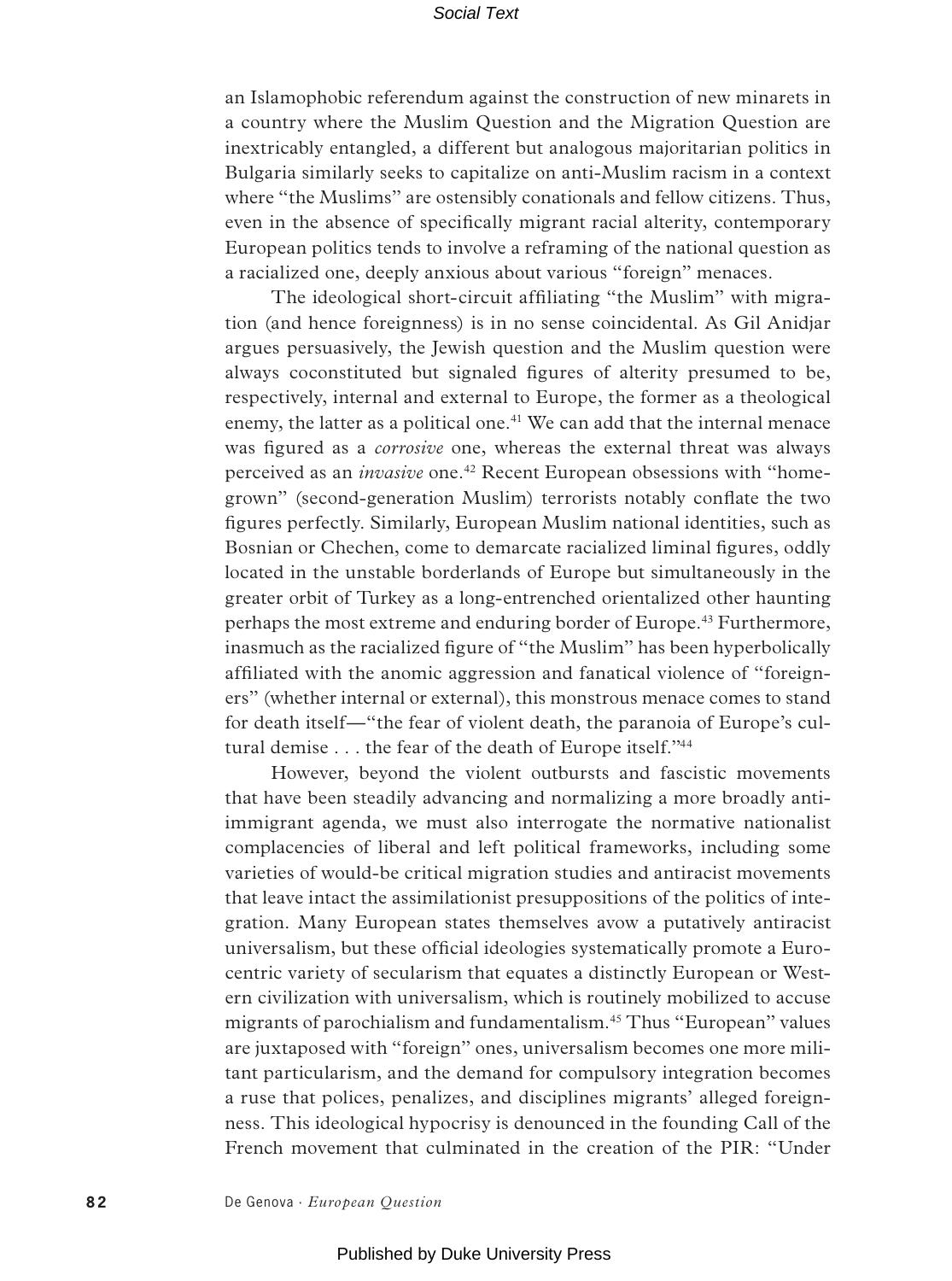an Islamophobic referendum against the construction of new minarets in a country where the Muslim Question and the Migration Question are inextricably entangled, a different but analogous majoritarian politics in Bulgaria similarly seeks to capitalize on anti-Muslim racism in a context where "the Muslims" are ostensibly conationals and fellow citizens. Thus, even in the absence of specifically migrant racial alterity, contemporary European politics tends to involve a reframing of the national question as a racialized one, deeply anxious about various "foreign" menaces.

The ideological short-circuit affiliating "the Muslim" with migration (and hence foreignness) is in no sense coincidental. As Gil Anidjar argues persuasively, the Jewish question and the Muslim question were always coconstituted but signaled figures of alterity presumed to be, respectively, internal and external to Europe, the former as a theological enemy, the latter as a political one.[41] We can add that the internal menace was figured as a *corrosive* one, whereas the external threat was always perceived as an *invasive* one.[42] Recent European obsessions with "homegrown" (second-generation Muslim) terrorists notably conflate the two figures perfectly. Similarly, European Muslim national identities, such as Bosnian or Chechen, come to demarcate racialized liminal figures, oddly located in the unstable borderlands of Europe but simultaneously in the greater orbit of Turkey as a long-entrenched orientalized other haunting perhaps the most extreme and enduring border of Europe.[43] Furthermore, inasmuch as the racialized figure of "the Muslim" has been hyperbolically affiliated with the anomic aggression and fanatical violence of "foreigners" (whether internal or external), this monstrous menace comes to stand for death itself—"the fear of violent death, the paranoia of Europe's cultural demise . . . the fear of the death of Europe itself."[44]

However, beyond the violent outbursts and fascistic movements that have been steadily advancing and normalizing a more broadly anti-immigrant agenda, we must also interrogate the normative nationalist complacencies of liberal and left political frameworks, including some varieties of would-be critical migration studies and antiracist movements that leave intact the assimilationist presuppositions of the politics of integration. Many European states themselves avow a putatively antiracist universalism, but these official ideologies systematically promote a Eurocentric variety of secularism that equates a distinctly European or Western civilization with universalism, which is routinely mobilized to accuse migrants of parochialism and fundamentalism.[45] Thus "European" values are juxtaposed with "foreign" ones, universalism becomes one more militant particularism, and the demand for compulsory integration becomes a ruse that polices, penalizes, and disciplines migrants' alleged foreignness. This ideological hypocrisy is denounced in the founding Call of the French movement that culminated in the creation of the PIR: "Under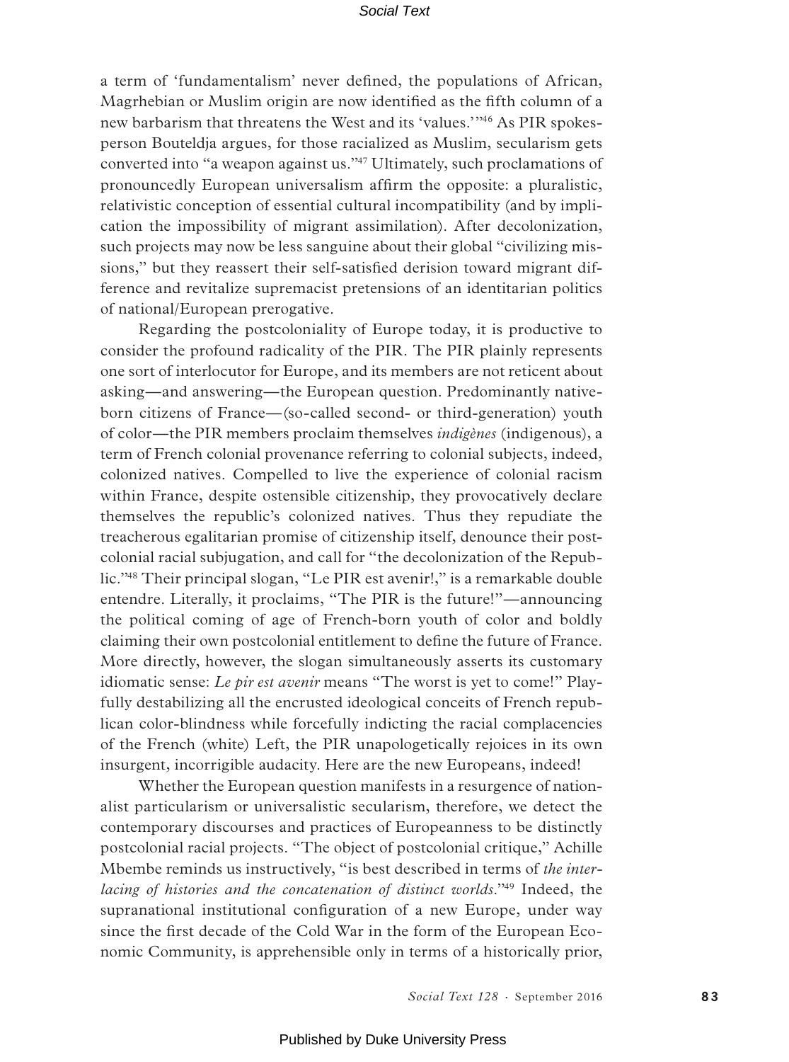a term of 'fundamentalism' never defined, the populations of African, Magrhebian or Muslim origin are now identified as the fifth column of a new barbarism that threatens the West and its 'values.'"[46] As PIR spokesperson Bouteldja argues, for those racialized as Muslim, secularism gets converted into "a weapon against us."[47] Ultimately, such proclamations of pronouncedly European universalism affirm the opposite: a pluralistic, relativistic conception of essential cultural incompatibility (and by implication the impossibility of migrant assimilation). After decolonization, such projects may now be less sanguine about their global "civilizing missions," but they reassert their self-satisfied derision toward migrant difference and revitalize supremacist pretensions of an identitarian politics of national/European prerogative.

Regarding the postcoloniality of Europe today, it is productive to consider the profound radicality of the PIR. The PIR plainly represents one sort of interlocutor for Europe, and its members are not reticent about asking—and answering—the European question. Predominantly native-born citizens of France—(so-called second- or third-generation) youth of color—the PIR members proclaim themselves *indigènes* (indigenous), a term of French colonial provenance referring to colonial subjects, indeed, colonized natives. Compelled to live the experience of colonial racism within France, despite ostensible citizenship, they provocatively declare themselves the republic's colonized natives. Thus they repudiate the treacherous egalitarian promise of citizenship itself, denounce their postcolonial racial subjugation, and call for "the decolonization of the Republic."[48] Their principal slogan, "Le PIR est avenir!," is a remarkable double entendre. Literally, it proclaims, "The PIR is the future!"—announcing the political coming of age of French-born youth of color and boldly claiming their own postcolonial entitlement to define the future of France. More directly, however, the slogan simultaneously asserts its customary idiomatic sense: *Le pir est avenir* means "The worst is yet to come!" Playfully destabilizing all the encrusted ideological conceits of French republican color-blindness while forcefully indicting the racial complacencies of the French (white) Left, the PIR unapologetically rejoices in its own insurgent, incorrigible audacity. Here are the new Europeans, indeed!

Whether the European question manifests in a resurgence of nationalist particularism or universalistic secularism, therefore, we detect the contemporary discourses and practices of Europeanness to be distinctly postcolonial racial projects. "The object of postcolonial critique," Achille Mbembe reminds us instructively, "is best described in terms of *the interlacing of histories and the concatenation of distinct worlds*."[49] Indeed, the supranational institutional configuration of a new Europe, under way since the first decade of the Cold War in the form of the European Economic Community, is apprehensible only in terms of a historically prior,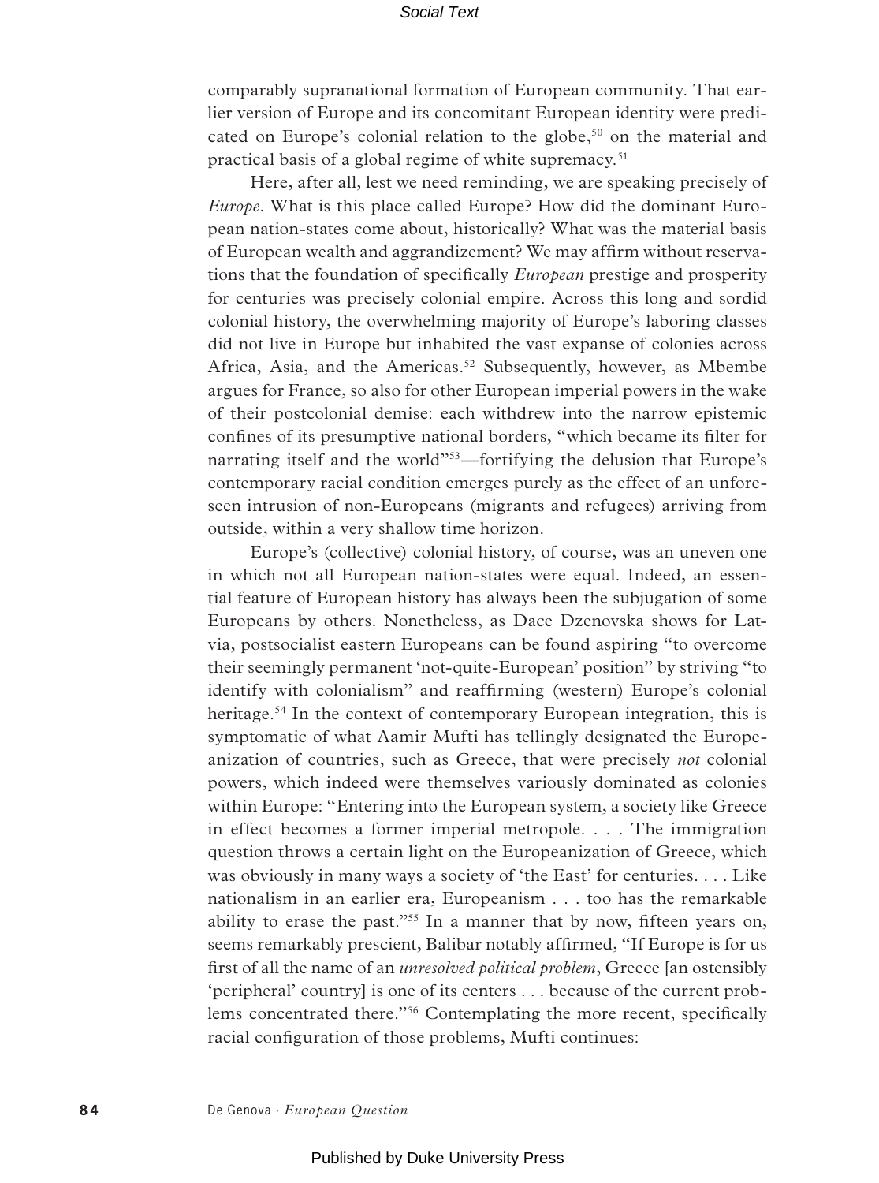comparably supranational formation of European community. That earlier version of Europe and its concomitant European identity were predicated on Europe's colonial relation to the globe,[50] on the material and practical basis of a global regime of white supremacy.[51]

Here, after all, lest we need reminding, we are speaking precisely of *Europe*. What is this place called Europe? How did the dominant European nation-states come about, historically? What was the material basis of European wealth and aggrandizement? We may affirm without reservations that the foundation of specifically *European* prestige and prosperity for centuries was precisely colonial empire. Across this long and sordid colonial history, the overwhelming majority of Europe's laboring classes did not live in Europe but inhabited the vast expanse of colonies across Africa, Asia, and the Americas.[52] Subsequently, however, as Mbembe argues for France, so also for other European imperial powers in the wake of their postcolonial demise: each withdrew into the narrow epistemic confines of its presumptive national borders, "which became its filter for narrating itself and the world"[53]—fortifying the delusion that Europe's contemporary racial condition emerges purely as the effect of an unforeseen intrusion of non-Europeans (migrants and refugees) arriving from outside, within a very shallow time horizon.

Europe's (collective) colonial history, of course, was an uneven one in which not all European nation-states were equal. Indeed, an essential feature of European history has always been the subjugation of some Europeans by others. Nonetheless, as Dace Dzenovska shows for Latvia, postsocialist eastern Europeans can be found aspiring "to overcome their seemingly permanent 'not-quite-European' position" by striving "to identify with colonialism" and reaffirming (western) Europe's colonial heritage.[54] In the context of contemporary European integration, this is symptomatic of what Aamir Mufti has tellingly designated the Europeanization of countries, such as Greece, that were precisely *not* colonial powers, which indeed were themselves variously dominated as colonies within Europe: "Entering into the European system, a society like Greece in effect becomes a former imperial metropole. . . . The immigration question throws a certain light on the Europeanization of Greece, which was obviously in many ways a society of 'the East' for centuries. . . . Like nationalism in an earlier era, Europeanism . . . too has the remarkable ability to erase the past."[55] In a manner that by now, fifteen years on, seems remarkably prescient, Balibar notably affirmed, "If Europe is for us first of all the name of an *unresolved political problem*, Greece [an ostensibly 'peripheral' country] is one of its centers . . . because of the current problems concentrated there."[56] Contemplating the more recent, specifically racial configuration of those problems, Mufti continues: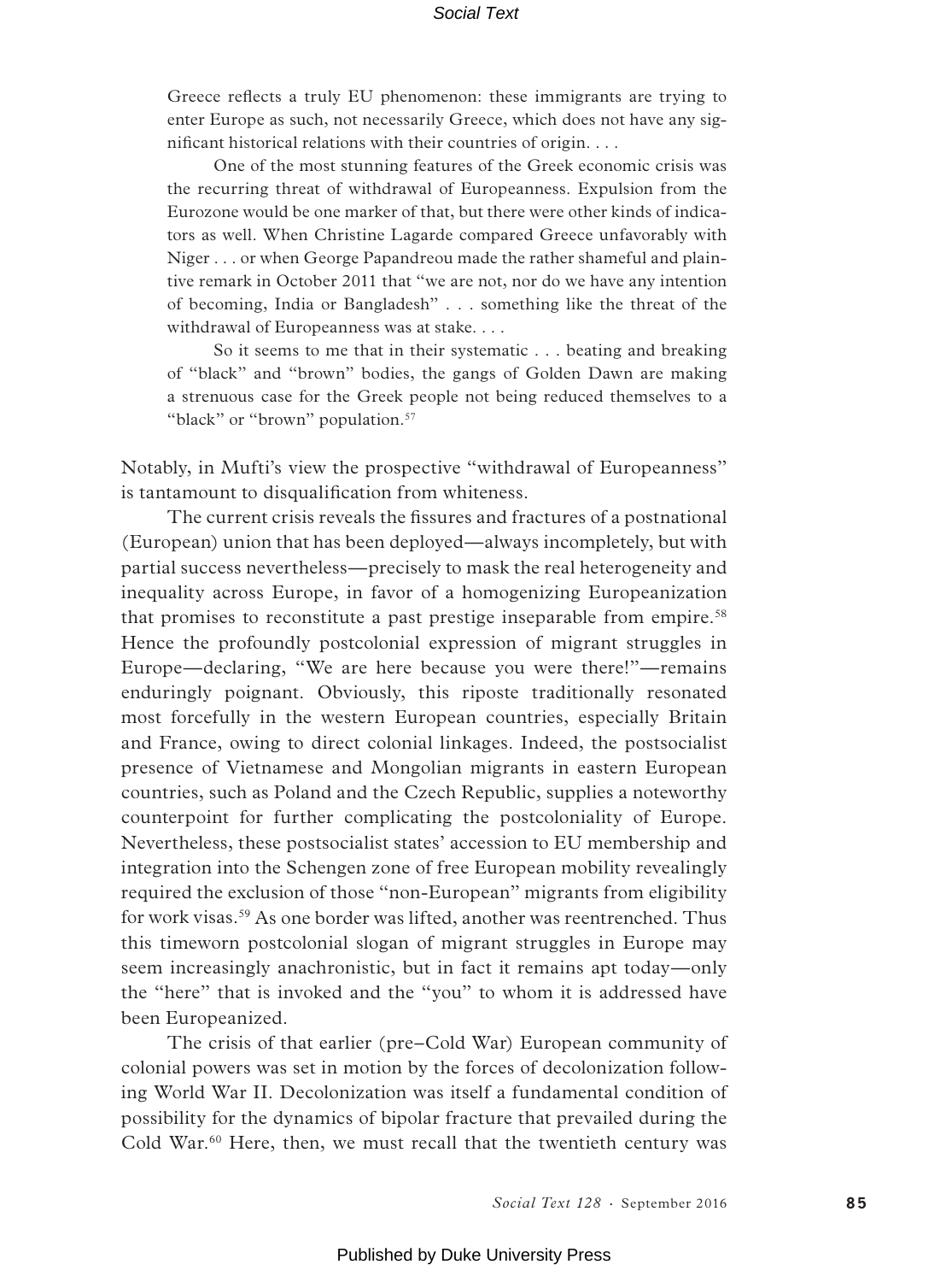> Greece reflects a truly EU phenomenon: these immigrants are trying to enter Europe as such, not necessarily Greece, which does not have any significant historical relations with their countries of origin. . . .
>
> One of the most stunning features of the Greek economic crisis was the recurring threat of withdrawal of Europeanness. Expulsion from the Eurozone would be one marker of that, but there were other kinds of indicators as well. When Christine Lagarde compared Greece unfavorably with Niger . . . or when George Papandreou made the rather shameful and plaintive remark in October 2011 that "we are not, nor do we have any intention of becoming, India or Bangladesh" . . . something like the threat of the withdrawal of Europeanness was at stake. . . .
>
> So it seems to me that in their systematic . . . beating and breaking of "black" and "brown" bodies, the gangs of Golden Dawn are making a strenuous case for the Greek people not being reduced themselves to a "black" or "brown" population.[57]

Notably, in Mufti's view the prospective "withdrawal of Europeanness" is tantamount to disqualification from whiteness.

The current crisis reveals the fissures and fractures of a postnational (European) union that has been deployed—always incompletely, but with partial success nevertheless—precisely to mask the real heterogeneity and inequality across Europe, in favor of a homogenizing Europeanization that promises to reconstitute a past prestige inseparable from empire.[58] Hence the profoundly postcolonial expression of migrant struggles in Europe—declaring, "We are here because you were there!"—remains enduringly poignant. Obviously, this riposte traditionally resonated most forcefully in the western European countries, especially Britain and France, owing to direct colonial linkages. Indeed, the postsocialist presence of Vietnamese and Mongolian migrants in eastern European countries, such as Poland and the Czech Republic, supplies a noteworthy counterpoint for further complicating the postcoloniality of Europe. Nevertheless, these postsocialist states' accession to EU membership and integration into the Schengen zone of free European mobility revealingly required the exclusion of those "non-European" migrants from eligibility for work visas.[59] As one border was lifted, another was reentrenched. Thus this timeworn postcolonial slogan of migrant struggles in Europe may seem increasingly anachronistic, but in fact it remains apt today—only the "here" that is invoked and the "you" to whom it is addressed have been Europeanized.

The crisis of that earlier (pre–Cold War) European community of colonial powers was set in motion by the forces of decolonization following World War II. Decolonization was itself a fundamental condition of possibility for the dynamics of bipolar fracture that prevailed during the Cold War.[60] Here, then, we must recall that the twentieth century was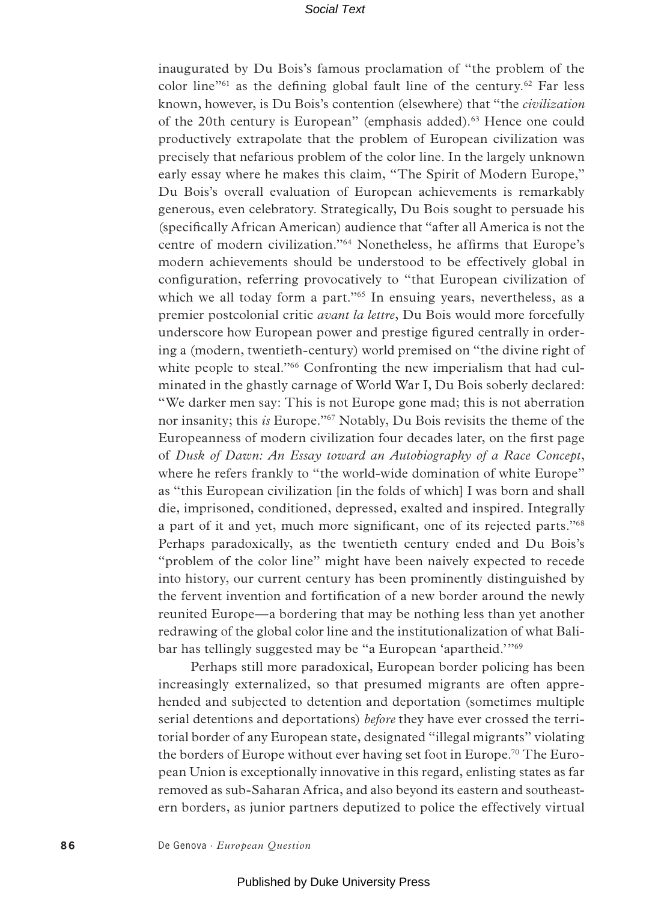inaugurated by Du Bois's famous proclamation of "the problem of the color line"[61] as the defining global fault line of the century.[62] Far less known, however, is Du Bois's contention (elsewhere) that "the *civilization* of the 20th century is European" (emphasis added).[63] Hence one could productively extrapolate that the problem of European civilization was precisely that nefarious problem of the color line. In the largely unknown early essay where he makes this claim, "The Spirit of Modern Europe," Du Bois's overall evaluation of European achievements is remarkably generous, even celebratory. Strategically, Du Bois sought to persuade his (specifically African American) audience that "after all America is not the centre of modern civilization."[64] Nonetheless, he affirms that Europe's modern achievements should be understood to be effectively global in configuration, referring provocatively to "that European civilization of which we all today form a part."[65] In ensuing years, nevertheless, as a premier postcolonial critic *avant la lettre*, Du Bois would more forcefully underscore how European power and prestige figured centrally in ordering a (modern, twentieth-century) world premised on "the divine right of white people to steal."[66] Confronting the new imperialism that had culminated in the ghastly carnage of World War I, Du Bois soberly declared: "We darker men say: This is not Europe gone mad; this is not aberration nor insanity; this *is* Europe."[67] Notably, Du Bois revisits the theme of the Europeanness of modern civilization four decades later, on the first page of *Dusk of Dawn: An Essay toward an Autobiography of a Race Concept*, where he refers frankly to "the world-wide domination of white Europe" as "this European civilization [in the folds of which] I was born and shall die, imprisoned, conditioned, depressed, exalted and inspired. Integrally a part of it and yet, much more significant, one of its rejected parts."[68] Perhaps paradoxically, as the twentieth century ended and Du Bois's "problem of the color line" might have been naively expected to recede into history, our current century has been prominently distinguished by the fervent invention and fortification of a new border around the newly reunited Europe—a bordering that may be nothing less than yet another redrawing of the global color line and the institutionalization of what Balibar has tellingly suggested may be "a European 'apartheid.'"[69]

Perhaps still more paradoxical, European border policing has been increasingly externalized, so that presumed migrants are often apprehended and subjected to detention and deportation (sometimes multiple serial detentions and deportations) *before* they have ever crossed the territorial border of any European state, designated "illegal migrants" violating the borders of Europe without ever having set foot in Europe.[70] The European Union is exceptionally innovative in this regard, enlisting states as far removed as sub-Saharan Africa, and also beyond its eastern and southeastern borders, as junior partners deputized to police the effectively virtual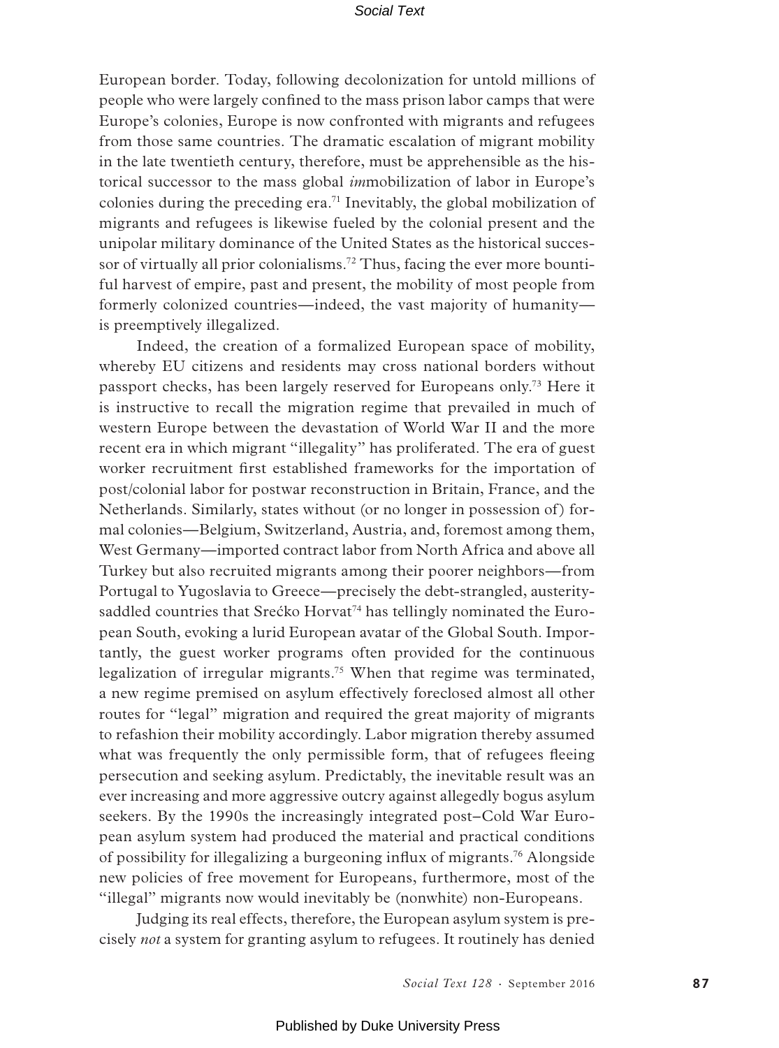European border. Today, following decolonization for untold millions of people who were largely confined to the mass prison labor camps that were Europe's colonies, Europe is now confronted with migrants and refugees from those same countries. The dramatic escalation of migrant mobility in the late twentieth century, therefore, must be apprehensible as the historical successor to the mass global *im*mobilization of labor in Europe's colonies during the preceding era.[71] Inevitably, the global mobilization of migrants and refugees is likewise fueled by the colonial present and the unipolar military dominance of the United States as the historical successor of virtually all prior colonialisms.[72] Thus, facing the ever more bountiful harvest of empire, past and present, the mobility of most people from formerly colonized countries—indeed, the vast majority of humanity—is preemptively illegalized.

Indeed, the creation of a formalized European space of mobility, whereby EU citizens and residents may cross national borders without passport checks, has been largely reserved for Europeans only.[73] Here it is instructive to recall the migration regime that prevailed in much of western Europe between the devastation of World War II and the more recent era in which migrant "illegality" has proliferated. The era of guest worker recruitment first established frameworks for the importation of post/colonial labor for postwar reconstruction in Britain, France, and the Netherlands. Similarly, states without (or no longer in possession of) formal colonies—Belgium, Switzerland, Austria, and, foremost among them, West Germany—imported contract labor from North Africa and above all Turkey but also recruited migrants among their poorer neighbors—from Portugal to Yugoslavia to Greece—precisely the debt-strangled, austerity-saddled countries that Srećko Horvat[74] has tellingly nominated the European South, evoking a lurid European avatar of the Global South. Importantly, the guest worker programs often provided for the continuous legalization of irregular migrants.[75] When that regime was terminated, a new regime premised on asylum effectively foreclosed almost all other routes for "legal" migration and required the great majority of migrants to refashion their mobility accordingly. Labor migration thereby assumed what was frequently the only permissible form, that of refugees fleeing persecution and seeking asylum. Predictably, the inevitable result was an ever increasing and more aggressive outcry against allegedly bogus asylum seekers. By the 1990s the increasingly integrated post–Cold War European asylum system had produced the material and practical conditions of possibility for illegalizing a burgeoning influx of migrants.[76] Alongside new policies of free movement for Europeans, furthermore, most of the "illegal" migrants now would inevitably be (nonwhite) non-Europeans.

Judging its real effects, therefore, the European asylum system is precisely *not* a system for granting asylum to refugees. It routinely has denied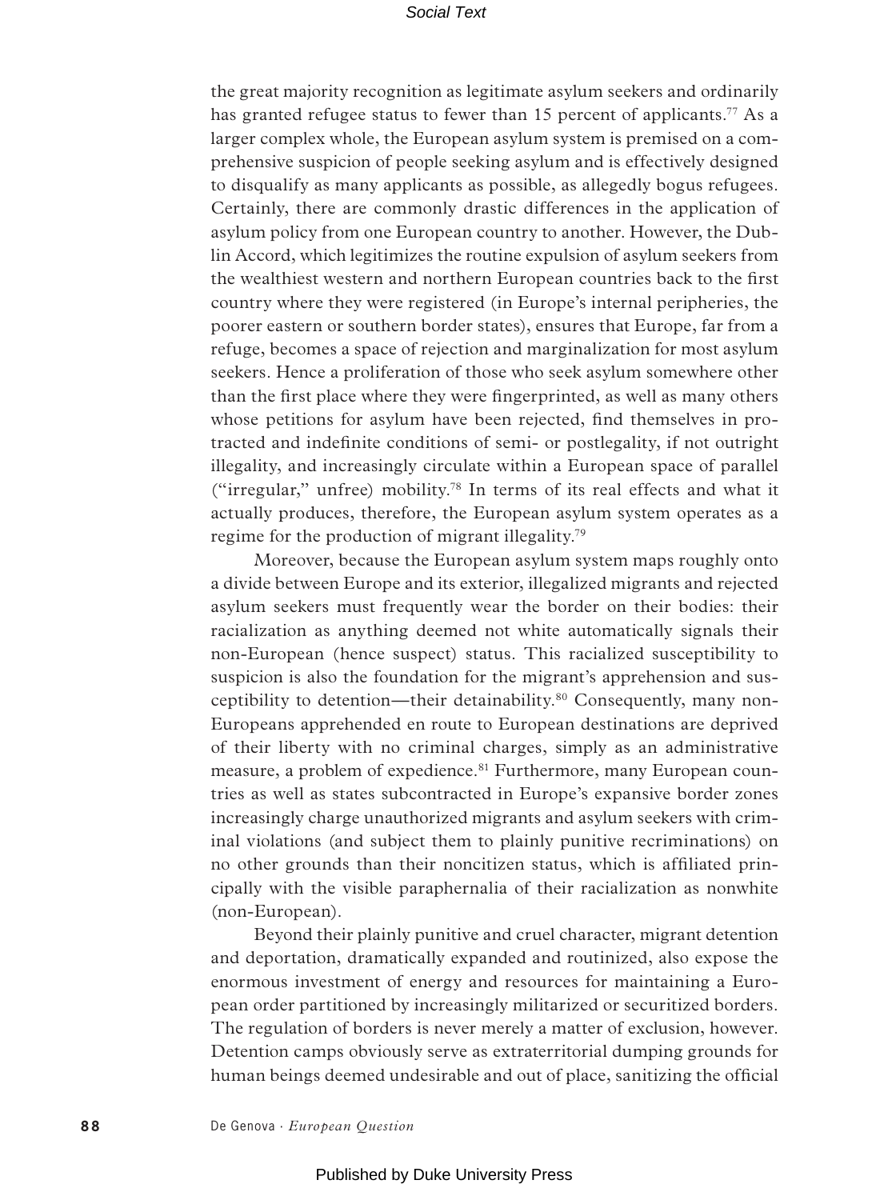the great majority recognition as legitimate asylum seekers and ordinarily has granted refugee status to fewer than 15 percent of applicants.[77] As a larger complex whole, the European asylum system is premised on a comprehensive suspicion of people seeking asylum and is effectively designed to disqualify as many applicants as possible, as allegedly bogus refugees. Certainly, there are commonly drastic differences in the application of asylum policy from one European country to another. However, the Dublin Accord, which legitimizes the routine expulsion of asylum seekers from the wealthiest western and northern European countries back to the first country where they were registered (in Europe's internal peripheries, the poorer eastern or southern border states), ensures that Europe, far from a refuge, becomes a space of rejection and marginalization for most asylum seekers. Hence a proliferation of those who seek asylum somewhere other than the first place where they were fingerprinted, as well as many others whose petitions for asylum have been rejected, find themselves in protracted and indefinite conditions of semi- or postlegality, if not outright illegality, and increasingly circulate within a European space of parallel ("irregular," unfree) mobility.[78] In terms of its real effects and what it actually produces, therefore, the European asylum system operates as a regime for the production of migrant illegality.[79]

Moreover, because the European asylum system maps roughly onto a divide between Europe and its exterior, illegalized migrants and rejected asylum seekers must frequently wear the border on their bodies: their racialization as anything deemed not white automatically signals their non-European (hence suspect) status. This racialized susceptibility to suspicion is also the foundation for the migrant's apprehension and susceptibility to detention—their detainability.[80] Consequently, many non-Europeans apprehended en route to European destinations are deprived of their liberty with no criminal charges, simply as an administrative measure, a problem of expedience.[81] Furthermore, many European countries as well as states subcontracted in Europe's expansive border zones increasingly charge unauthorized migrants and asylum seekers with criminal violations (and subject them to plainly punitive recriminations) on no other grounds than their noncitizen status, which is affiliated principally with the visible paraphernalia of their racialization as nonwhite (non-European).

Beyond their plainly punitive and cruel character, migrant detention and deportation, dramatically expanded and routinized, also expose the enormous investment of energy and resources for maintaining a European order partitioned by increasingly militarized or securitized borders. The regulation of borders is never merely a matter of exclusion, however. Detention camps obviously serve as extraterritorial dumping grounds for human beings deemed undesirable and out of place, sanitizing the official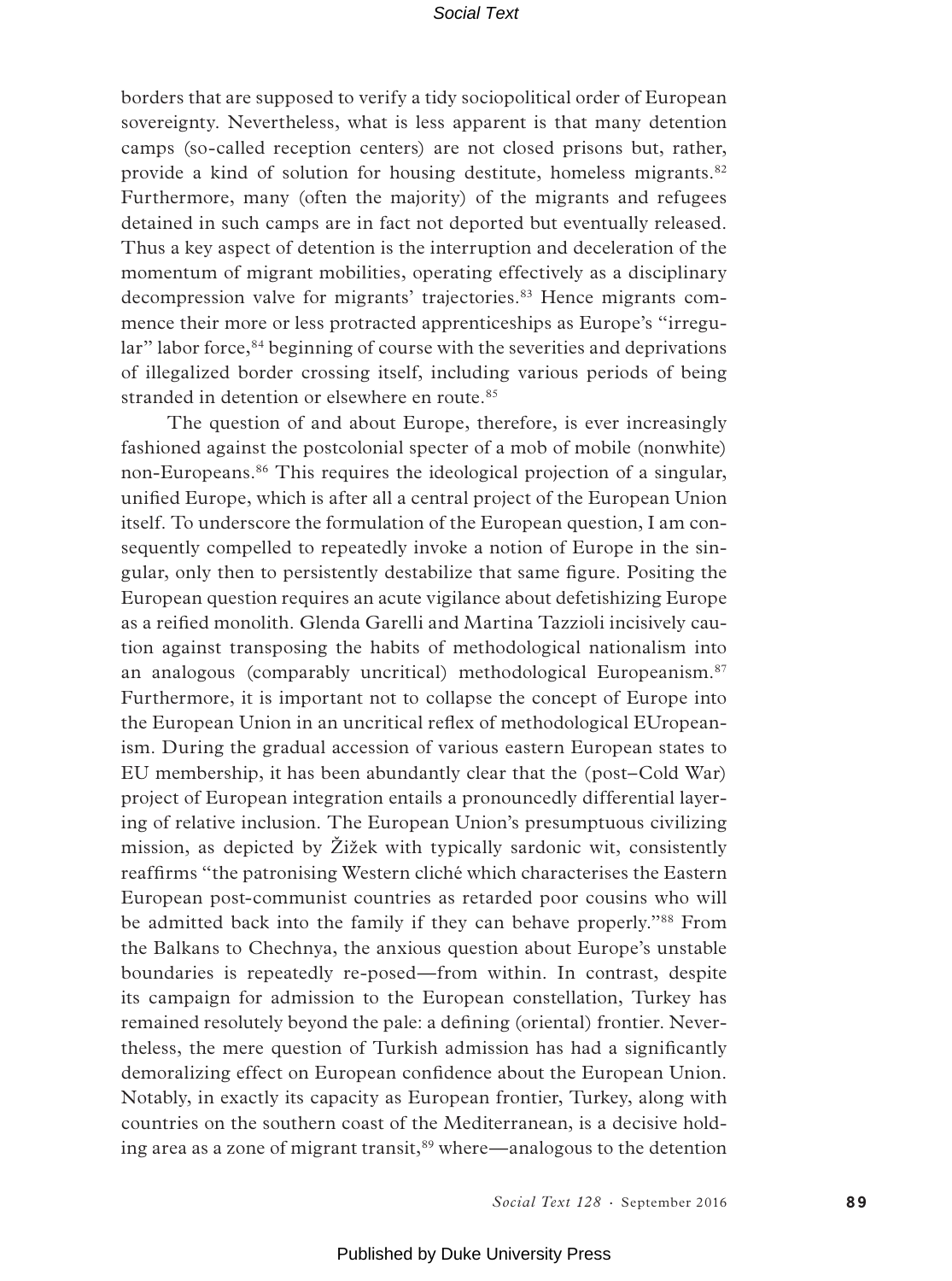borders that are supposed to verify a tidy sociopolitical order of European sovereignty. Nevertheless, what is less apparent is that many detention camps (so-called reception centers) are not closed prisons but, rather, provide a kind of solution for housing destitute, homeless migrants.[82] Furthermore, many (often the majority) of the migrants and refugees detained in such camps are in fact not deported but eventually released. Thus a key aspect of detention is the interruption and deceleration of the momentum of migrant mobilities, operating effectively as a disciplinary decompression valve for migrants' trajectories.[83] Hence migrants commence their more or less protracted apprenticeships as Europe's "irregular" labor force,[84] beginning of course with the severities and deprivations of illegalized border crossing itself, including various periods of being stranded in detention or elsewhere en route.[85]

The question of and about Europe, therefore, is ever increasingly fashioned against the postcolonial specter of a mob of mobile (nonwhite) non-Europeans.[86] This requires the ideological projection of a singular, unified Europe, which is after all a central project of the European Union itself. To underscore the formulation of the European question, I am consequently compelled to repeatedly invoke a notion of Europe in the singular, only then to persistently destabilize that same figure. Positing the European question requires an acute vigilance about defetishizing Europe as a reified monolith. Glenda Garelli and Martina Tazzioli incisively caution against transposing the habits of methodological nationalism into an analogous (comparably uncritical) methodological Europeanism.[87] Furthermore, it is important not to collapse the concept of Europe into the European Union in an uncritical reflex of methodological EUropeanism. During the gradual accession of various eastern European states to EU membership, it has been abundantly clear that the (post–Cold War) project of European integration entails a pronouncedly differential layering of relative inclusion. The European Union's presumptuous civilizing mission, as depicted by Žižek with typically sardonic wit, consistently reaffirms "the patronising Western cliché which characterises the Eastern European post-communist countries as retarded poor cousins who will be admitted back into the family if they can behave properly."[88] From the Balkans to Chechnya, the anxious question about Europe's unstable boundaries is repeatedly re-posed—from within. In contrast, despite its campaign for admission to the European constellation, Turkey has remained resolutely beyond the pale: a defining (oriental) frontier. Nevertheless, the mere question of Turkish admission has had a significantly demoralizing effect on European confidence about the European Union. Notably, in exactly its capacity as European frontier, Turkey, along with countries on the southern coast of the Mediterranean, is a decisive holding area as a zone of migrant transit,[89] where—analogous to the detention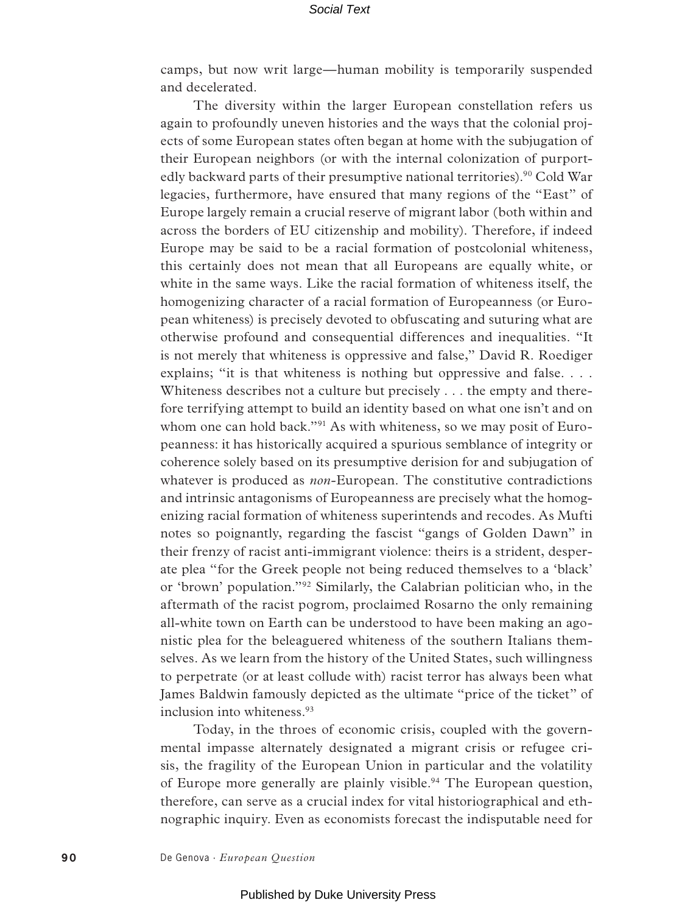camps, but now writ large—human mobility is temporarily suspended and decelerated.

The diversity within the larger European constellation refers us again to profoundly uneven histories and the ways that the colonial projects of some European states often began at home with the subjugation of their European neighbors (or with the internal colonization of purportedly backward parts of their presumptive national territories).[90] Cold War legacies, furthermore, have ensured that many regions of the "East" of Europe largely remain a crucial reserve of migrant labor (both within and across the borders of EU citizenship and mobility). Therefore, if indeed Europe may be said to be a racial formation of postcolonial whiteness, this certainly does not mean that all Europeans are equally white, or white in the same ways. Like the racial formation of whiteness itself, the homogenizing character of a racial formation of Europeanness (or European whiteness) is precisely devoted to obfuscating and suturing what are otherwise profound and consequential differences and inequalities. "It is not merely that whiteness is oppressive and false," David R. Roediger explains; "it is that whiteness is nothing but oppressive and false. . . . Whiteness describes not a culture but precisely . . . the empty and therefore terrifying attempt to build an identity based on what one isn't and on whom one can hold back."[91] As with whiteness, so we may posit of Europeanness: it has historically acquired a spurious semblance of integrity or coherence solely based on its presumptive derision for and subjugation of whatever is produced as *non*-European. The constitutive contradictions and intrinsic antagonisms of Europeanness are precisely what the homogenizing racial formation of whiteness superintends and recodes. As Mufti notes so poignantly, regarding the fascist "gangs of Golden Dawn" in their frenzy of racist anti-immigrant violence: theirs is a strident, desperate plea "for the Greek people not being reduced themselves to a 'black' or 'brown' population."[92] Similarly, the Calabrian politician who, in the aftermath of the racist pogrom, proclaimed Rosarno the only remaining all-white town on Earth can be understood to have been making an agonistic plea for the beleaguered whiteness of the southern Italians themselves. As we learn from the history of the United States, such willingness to perpetrate (or at least collude with) racist terror has always been what James Baldwin famously depicted as the ultimate "price of the ticket" of inclusion into whiteness.[93]

Today, in the throes of economic crisis, coupled with the governmental impasse alternately designated a migrant crisis or refugee crisis, the fragility of the European Union in particular and the volatility of Europe more generally are plainly visible.[94] The European question, therefore, can serve as a crucial index for vital historiographical and ethnographic inquiry. Even as economists forecast the indisputable need for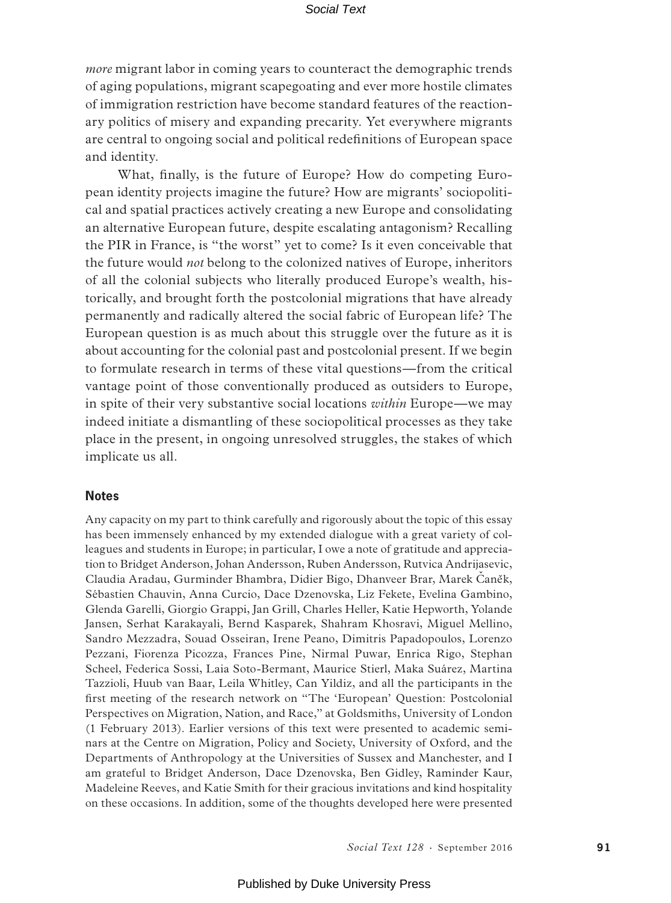*more* migrant labor in coming years to counteract the demographic trends of aging populations, migrant scapegoating and ever more hostile climates of immigration restriction have become standard features of the reactionary politics of misery and expanding precarity. Yet everywhere migrants are central to ongoing social and political redefinitions of European space and identity.

What, finally, is the future of Europe? How do competing European identity projects imagine the future? How are migrants' sociopolitical and spatial practices actively creating a new Europe and consolidating an alternative European future, despite escalating antagonism? Recalling the PIR in France, is "the worst" yet to come? Is it even conceivable that the future would *not* belong to the colonized natives of Europe, inheritors of all the colonial subjects who literally produced Europe's wealth, historically, and brought forth the postcolonial migrations that have already permanently and radically altered the social fabric of European life? The European question is as much about this struggle over the future as it is about accounting for the colonial past and postcolonial present. If we begin to formulate research in terms of these vital questions—from the critical vantage point of those conventionally produced as outsiders to Europe, in spite of their very substantive social locations *within* Europe—we may indeed initiate a dismantling of these sociopolitical processes as they take place in the present, in ongoing unresolved struggles, the stakes of which implicate us all.

## Notes

Any capacity on my part to think carefully and rigorously about the topic of this essay has been immensely enhanced by my extended dialogue with a great variety of colleagues and students in Europe; in particular, I owe a note of gratitude and appreciation to Bridget Anderson, Johan Andersson, Ruben Andersson, Rutvica Andrijasevic, Claudia Aradau, Gurminder Bhambra, Didier Bigo, Dhanveer Brar, Marek Čaněk, Sébastien Chauvin, Anna Curcio, Dace Dzenovska, Liz Fekete, Evelina Gambino, Glenda Garelli, Giorgio Grappi, Jan Grill, Charles Heller, Katie Hepworth, Yolande Jansen, Serhat Karakayali, Bernd Kasparek, Shahram Khosravi, Miguel Mellino, Sandro Mezzadra, Souad Osseiran, Irene Peano, Dimitris Papadopoulos, Lorenzo Pezzani, Fiorenza Picozza, Frances Pine, Nirmal Puwar, Enrica Rigo, Stephan Scheel, Federica Sossi, Laia Soto-Bermant, Maurice Stierl, Maka Suárez, Martina Tazzioli, Huub van Baar, Leila Whitley, Can Yildiz, and all the participants in the first meeting of the research network on "The 'European' Question: Postcolonial Perspectives on Migration, Nation, and Race," at Goldsmiths, University of London (1 February 2013). Earlier versions of this text were presented to academic seminars at the Centre on Migration, Policy and Society, University of Oxford, and the Departments of Anthropology at the Universities of Sussex and Manchester, and I am grateful to Bridget Anderson, Dace Dzenovska, Ben Gidley, Raminder Kaur, Madeleine Reeves, and Katie Smith for their gracious invitations and kind hospitality on these occasions. In addition, some of the thoughts developed here were presented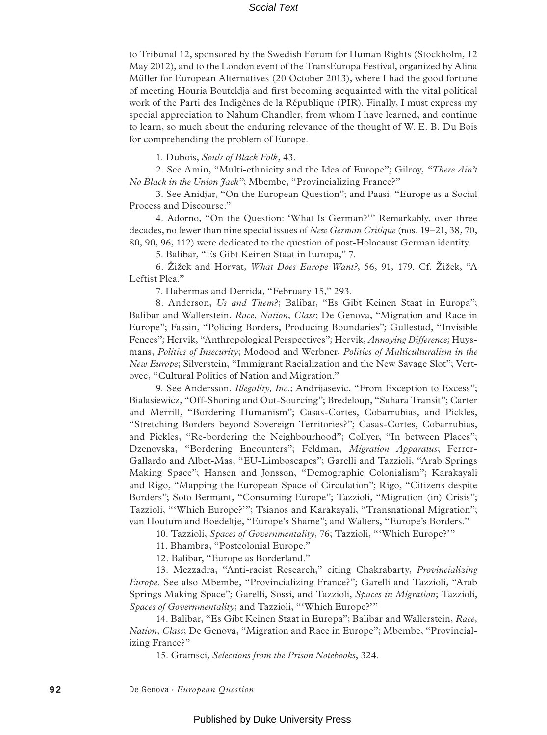to Tribunal 12, sponsored by the Swedish Forum for Human Rights (Stockholm, 12 May 2012), and to the London event of the TransEuropa Festival, organized by Alina Müller for European Alternatives (20 October 2013), where I had the good fortune of meeting Houria Bouteldja and first becoming acquainted with the vital political work of the Parti des Indigènes de la République (PIR). Finally, I must express my special appreciation to Nahum Chandler, from whom I have learned, and continue to learn, so much about the enduring relevance of the thought of W. E. B. Du Bois for comprehending the problem of Europe.

1. Dubois, *Souls of Black Folk*, 43.

2. See Amin, "Multi-ethnicity and the Idea of Europe"; Gilroy, *"There Ain't No Black in the Union Jack"*; Mbembe, "Provincializing France?"

3. See Anidjar, "On the European Question"; and Paasi, "Europe as a Social Process and Discourse."

4. Adorno, "On the Question: 'What Is German?'" Remarkably, over three decades, no fewer than nine special issues of *New German Critique* (nos. 19–21, 38, 70, 80, 90, 96, 112) were dedicated to the question of post-Holocaust German identity.

5. Balibar, "Es Gibt Keinen Staat in Europa," 7.

6. Žižek and Horvat, *What Does Europe Want?*, 56, 91, 179. Cf. Žižek, "A Leftist Plea."

7. Habermas and Derrida, "February 15," 293.

8. Anderson, *Us and Them?*; Balibar, "Es Gibt Keinen Staat in Europa"; Balibar and Wallerstein, *Race, Nation, Class*; De Genova, "Migration and Race in Europe"; Fassin, "Policing Borders, Producing Boundaries"; Gullestad, "Invisible Fences"; Hervik, "Anthropological Perspectives"; Hervik, *Annoying Difference*; Huysmans, *Politics of Insecurity*; Modood and Werbner, *Politics of Multiculturalism in the New Europe*; Silverstein, "Immigrant Racialization and the New Savage Slot"; Vertovec, "Cultural Politics of Nation and Migration."

9. See Andersson, *Illegality, Inc.*; Andrijasevic, "From Exception to Excess"; Bialasiewicz, "Off-Shoring and Out-Sourcing"; Bredeloup, "Sahara Transit"; Carter and Merrill, "Bordering Humanism"; Casas-Cortes, Cobarrubias, and Pickles, "Stretching Borders beyond Sovereign Territories?"; Casas-Cortes, Cobarrubias, and Pickles, "Re-bordering the Neighbourhood"; Collyer, "In between Places"; Dzenovska, "Bordering Encounters"; Feldman, *Migration Apparatus*; Ferrer-Gallardo and Albet-Mas, "EU-Limboscapes"; Garelli and Tazzioli, "Arab Springs Making Space"; Hansen and Jonsson, "Demographic Colonialism"; Karakayali and Rigo, "Mapping the European Space of Circulation"; Rigo, "Citizens despite Borders"; Soto Bermant, "Consuming Europe"; Tazzioli, "Migration (in) Crisis"; Tazzioli, "'Which Europe?'"; Tsianos and Karakayali, "Transnational Migration"; van Houtum and Boedeltje, "Europe's Shame"; and Walters, "Europe's Borders."

10. Tazzioli, *Spaces of Governmentality*, 76; Tazzioli, "'Which Europe?'"

11. Bhambra, "Postcolonial Europe."

12. Balibar, "Europe as Borderland."

13. Mezzadra, "Anti-racist Research," citing Chakrabarty, *Provincializing Europe*. See also Mbembe, "Provincializing France?"; Garelli and Tazzioli, "Arab Springs Making Space"; Garelli, Sossi, and Tazzioli, *Spaces in Migration*; Tazzioli, *Spaces of Governmentality*; and Tazzioli, "'Which Europe?'"

14. Balibar, "Es Gibt Keinen Staat in Europa"; Balibar and Wallerstein, *Race, Nation, Class*; De Genova, "Migration and Race in Europe"; Mbembe, "Provincializing France?"

15. Gramsci, *Selections from the Prison Notebooks*, 324.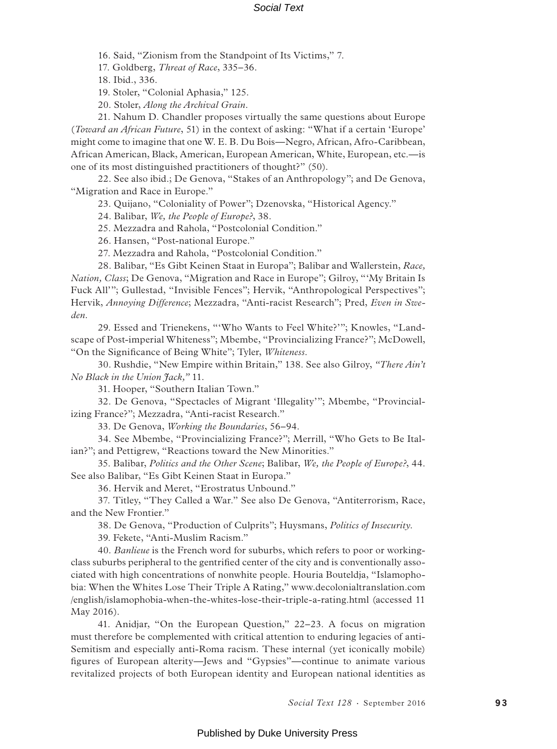16. Said, "Zionism from the Standpoint of Its Victims," 7.

17. Goldberg, *Threat of Race*, 335–36.

18. Ibid., 336.

19. Stoler, "Colonial Aphasia," 125.

20. Stoler, *Along the Archival Grain*.

21. Nahum D. Chandler proposes virtually the same questions about Europe (*Toward an African Future*, 51) in the context of asking: "What if a certain 'Europe' might come to imagine that one W. E. B. Du Bois—Negro, African, Afro-Caribbean, African American, Black, American, European American, White, European, etc.—is one of its most distinguished practitioners of thought?" (50).

22. See also ibid.; De Genova, "Stakes of an Anthropology"; and De Genova, "Migration and Race in Europe."

23. Quijano, "Coloniality of Power"; Dzenovska, "Historical Agency."

24. Balibar, *We, the People of Europe?*, 38.

25. Mezzadra and Rahola, "Postcolonial Condition."

26. Hansen, "Post-national Europe."

27. Mezzadra and Rahola, "Postcolonial Condition."

28. Balibar, "Es Gibt Keinen Staat in Europa"; Balibar and Wallerstein, *Race, Nation, Class*; De Genova, "Migration and Race in Europe"; Gilroy, "'My Britain Is Fuck All'"; Gullestad, "Invisible Fences"; Hervik, "Anthropological Perspectives"; Hervik, *Annoying Difference*; Mezzadra, "Anti-racist Research"; Pred, *Even in Sweden*.

29. Essed and Trienekens, "'Who Wants to Feel White?'"; Knowles, "Landscape of Post-imperial Whiteness"; Mbembe, "Provincializing France?"; McDowell, "On the Significance of Being White"; Tyler, *Whiteness*.

30. Rushdie, "New Empire within Britain," 138. See also Gilroy, *"There Ain't No Black in the Union Jack,"* 11.

31. Hooper, "Southern Italian Town."

32. De Genova, "Spectacles of Migrant 'Illegality'"; Mbembe, "Provincializing France?"; Mezzadra, "Anti-racist Research."

33. De Genova, *Working the Boundaries*, 56–94.

34. See Mbembe, "Provincializing France?"; Merrill, "Who Gets to Be Italian?"; and Pettigrew, "Reactions toward the New Minorities."

35. Balibar, *Politics and the Other Scene*; Balibar, *We, the People of Europe?*, 44. See also Balibar, "Es Gibt Keinen Staat in Europa."

36. Hervik and Meret, "Erostratus Unbound."

37. Titley, "They Called a War." See also De Genova, "Antiterrorism, Race, and the New Frontier."

38. De Genova, "Production of Culprits"; Huysmans, *Politics of Insecurity*.

39. Fekete, "Anti-Muslim Racism."

40. *Banlieue* is the French word for suburbs, which refers to poor or working-class suburbs peripheral to the gentrified center of the city and is conventionally associated with high concentrations of nonwhite people. Houria Bouteldja, "Islamophobia: When the Whites Lose Their Triple A Rating," www.decolonialtranslation.com/english/islamophobia-when-the-whites-lose-their-triple-a-rating.html (accessed 11 May 2016).

41. Anidjar, "On the European Question," 22–23. A focus on migration must therefore be complemented with critical attention to enduring legacies of anti-Semitism and especially anti-Roma racism. These internal (yet iconically mobile) figures of European alterity—Jews and "Gypsies"—continue to animate various revitalized projects of both European identity and European national identities as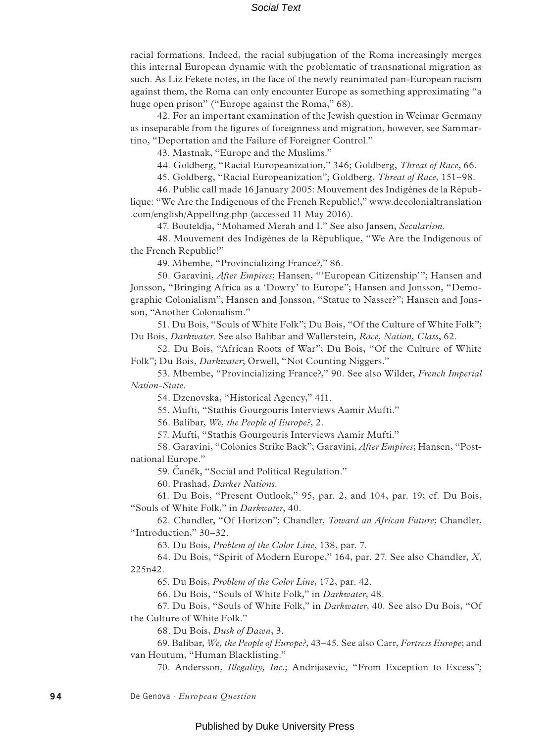racial formations. Indeed, the racial subjugation of the Roma increasingly merges this internal European dynamic with the problematic of transnational migration as such. As Liz Fekete notes, in the face of the newly reanimated pan-European racism against them, the Roma can only encounter Europe as something approximating "a huge open prison" ("Europe against the Roma," 68).

42. For an important examination of the Jewish question in Weimar Germany as inseparable from the figures of foreignness and migration, however, see Sammartino, "Deportation and the Failure of Foreigner Control."

43. Mastnak, "Europe and the Muslims."

44. Goldberg, "Racial Europeanization," 346; Goldberg, *Threat of Race*, 66.

45. Goldberg, "Racial Europeanization"; Goldberg, *Threat of Race*, 151–98.

46. Public call made 16 January 2005: Mouvement des Indigènes de la République: "We Are the Indigenous of the French Republic!," www.decolonialtranslation.com/english/AppelEng.php (accessed 11 May 2016).

47. Bouteldja, "Mohamed Merah and I." See also Jansen, *Secularism*.

48. Mouvement des Indigènes de la République, "We Are the Indigenous of the French Republic!"

49. Mbembe, "Provincializing France?," 86.

50. Garavini, *After Empires*; Hansen, "'European Citizenship'"; Hansen and Jonsson, "Bringing Africa as a 'Dowry' to Europe"; Hansen and Jonsson, "Demographic Colonialism"; Hansen and Jonsson, "Statue to Nasser?"; Hansen and Jonsson, "Another Colonialism."

51. Du Bois, "Souls of White Folk"; Du Bois, "Of the Culture of White Folk"; Du Bois, *Darkwater*. See also Balibar and Wallerstein, *Race, Nation, Class*, 62.

52. Du Bois, "African Roots of War"; Du Bois, "Of the Culture of White Folk"; Du Bois, *Darkwater*; Orwell, "Not Counting Niggers."

53. Mbembe, "Provincializing France?," 90. See also Wilder, *French Imperial Nation-State*.

54. Dzenovska, "Historical Agency," 411.

55. Mufti, "Stathis Gourgouris Interviews Aamir Mufti."

56. Balibar, *We, the People of Europe?*, 2.

57. Mufti, "Stathis Gourgouris Interviews Aamir Mufti."

58. Garavini, "Colonies Strike Back"; Garavini, *After Empires*; Hansen, "Postnational Europe."

59. Čaněk, "Social and Political Regulation."

60. Prashad, *Darker Nations*.

61. Du Bois, "Present Outlook," 95, par. 2, and 104, par. 19; cf. Du Bois, "Souls of White Folk," in *Darkwater*, 40.

62. Chandler, "Of Horizon"; Chandler, *Toward an African Future*; Chandler, "Introduction," 30–32.

63. Du Bois, *Problem of the Color Line*, 138, par. 7.

64. Du Bois, "Spirit of Modern Europe," 164, par. 27. See also Chandler, *X*, 225n42.

65. Du Bois, *Problem of the Color Line*, 172, par. 42.

66. Du Bois, "Souls of White Folk," in *Darkwater*, 48.

67. Du Bois, "Souls of White Folk," in *Darkwater*, 40. See also Du Bois, "Of the Culture of White Folk."

68. Du Bois, *Dusk of Dawn*, 3.

69. Balibar, *We, the People of Europe?*, 43–45. See also Carr, *Fortress Europe*; and van Houtum, "Human Blacklisting."

70. Andersson, *Illegality, Inc.*; Andrijasevic, "From Exception to Excess";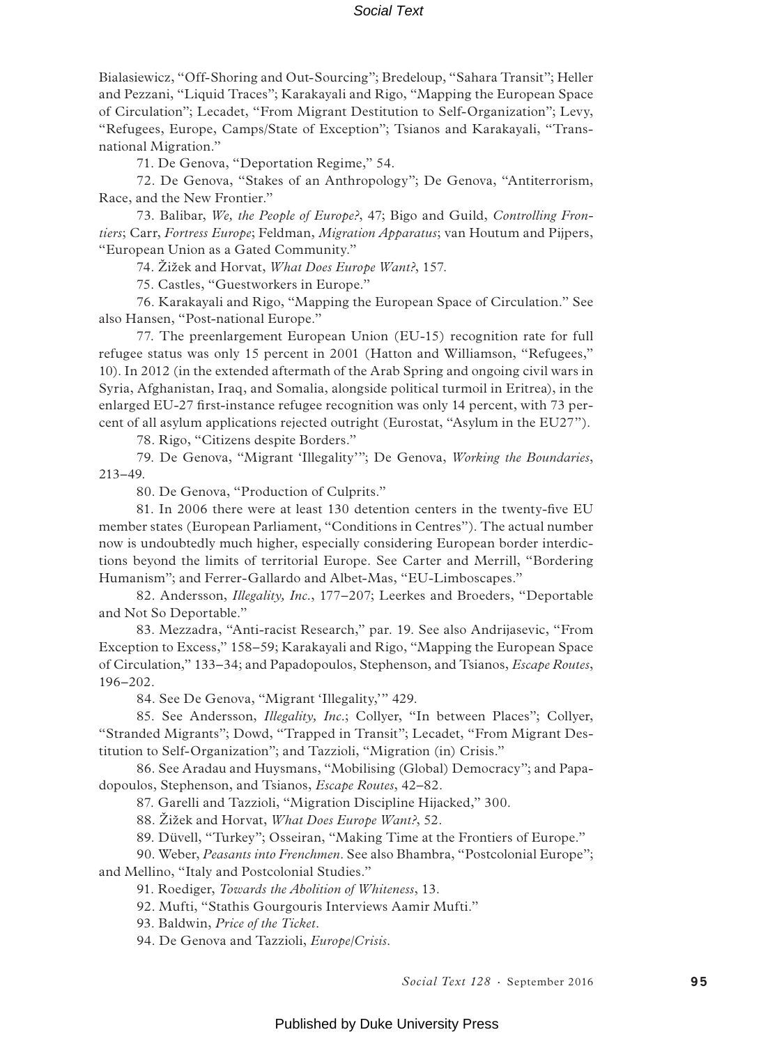Bialasiewicz, "Off-Shoring and Out-Sourcing"; Bredeloup, "Sahara Transit"; Heller and Pezzani, "Liquid Traces"; Karakayali and Rigo, "Mapping the European Space of Circulation"; Lecadet, "From Migrant Destitution to Self-Organization"; Levy, "Refugees, Europe, Camps/State of Exception"; Tsianos and Karakayali, "Transnational Migration."

71. De Genova, "Deportation Regime," 54.

72. De Genova, "Stakes of an Anthropology"; De Genova, "Antiterrorism, Race, and the New Frontier."

73. Balibar, *We, the People of Europe?*, 47; Bigo and Guild, *Controlling Frontiers*; Carr, *Fortress Europe*; Feldman, *Migration Apparatus*; van Houtum and Pijpers, "European Union as a Gated Community."

74. Žižek and Horvat, *What Does Europe Want?*, 157.

75. Castles, "Guestworkers in Europe."

76. Karakayali and Rigo, "Mapping the European Space of Circulation." See also Hansen, "Post-national Europe."

77. The preenlargement European Union (EU-15) recognition rate for full refugee status was only 15 percent in 2001 (Hatton and Williamson, "Refugees," 10). In 2012 (in the extended aftermath of the Arab Spring and ongoing civil wars in Syria, Afghanistan, Iraq, and Somalia, alongside political turmoil in Eritrea), in the enlarged EU-27 first-instance refugee recognition was only 14 percent, with 73 percent of all asylum applications rejected outright (Eurostat, "Asylum in the EU27").

78. Rigo, "Citizens despite Borders."

79. De Genova, "Migrant 'Illegality'"; De Genova, *Working the Boundaries*, 213–49.

80. De Genova, "Production of Culprits."

81. In 2006 there were at least 130 detention centers in the twenty-five EU member states (European Parliament, "Conditions in Centres"). The actual number now is undoubtedly much higher, especially considering European border interdictions beyond the limits of territorial Europe. See Carter and Merrill, "Bordering Humanism"; and Ferrer-Gallardo and Albet-Mas, "EU-Limboscapes."

82. Andersson, *Illegality, Inc.*, 177–207; Leerkes and Broeders, "Deportable and Not So Deportable."

83. Mezzadra, "Anti-racist Research," par. 19. See also Andrijasevic, "From Exception to Excess," 158–59; Karakayali and Rigo, "Mapping the European Space of Circulation," 133–34; and Papadopoulos, Stephenson, and Tsianos, *Escape Routes*, 196–202.

84. See De Genova, "Migrant 'Illegality,'" 429.

85. See Andersson, *Illegality, Inc.*; Collyer, "In between Places"; Collyer, "Stranded Migrants"; Dowd, "Trapped in Transit"; Lecadet, "From Migrant Destitution to Self-Organization"; and Tazzioli, "Migration (in) Crisis."

86. See Aradau and Huysmans, "Mobilising (Global) Democracy"; and Papadopoulos, Stephenson, and Tsianos, *Escape Routes*, 42–82.

87. Garelli and Tazzioli, "Migration Discipline Hijacked," 300.

88. Žižek and Horvat, *What Does Europe Want?*, 52.

89. Düvell, "Turkey"; Osseiran, "Making Time at the Frontiers of Europe."

90. Weber, *Peasants into Frenchmen*. See also Bhambra, "Postcolonial Europe"; and Mellino, "Italy and Postcolonial Studies."

91. Roediger, *Towards the Abolition of Whiteness*, 13.

92. Mufti, "Stathis Gourgouris Interviews Aamir Mufti."

93. Baldwin, *Price of the Ticket*.

94. De Genova and Tazzioli, *Europe/Crisis*.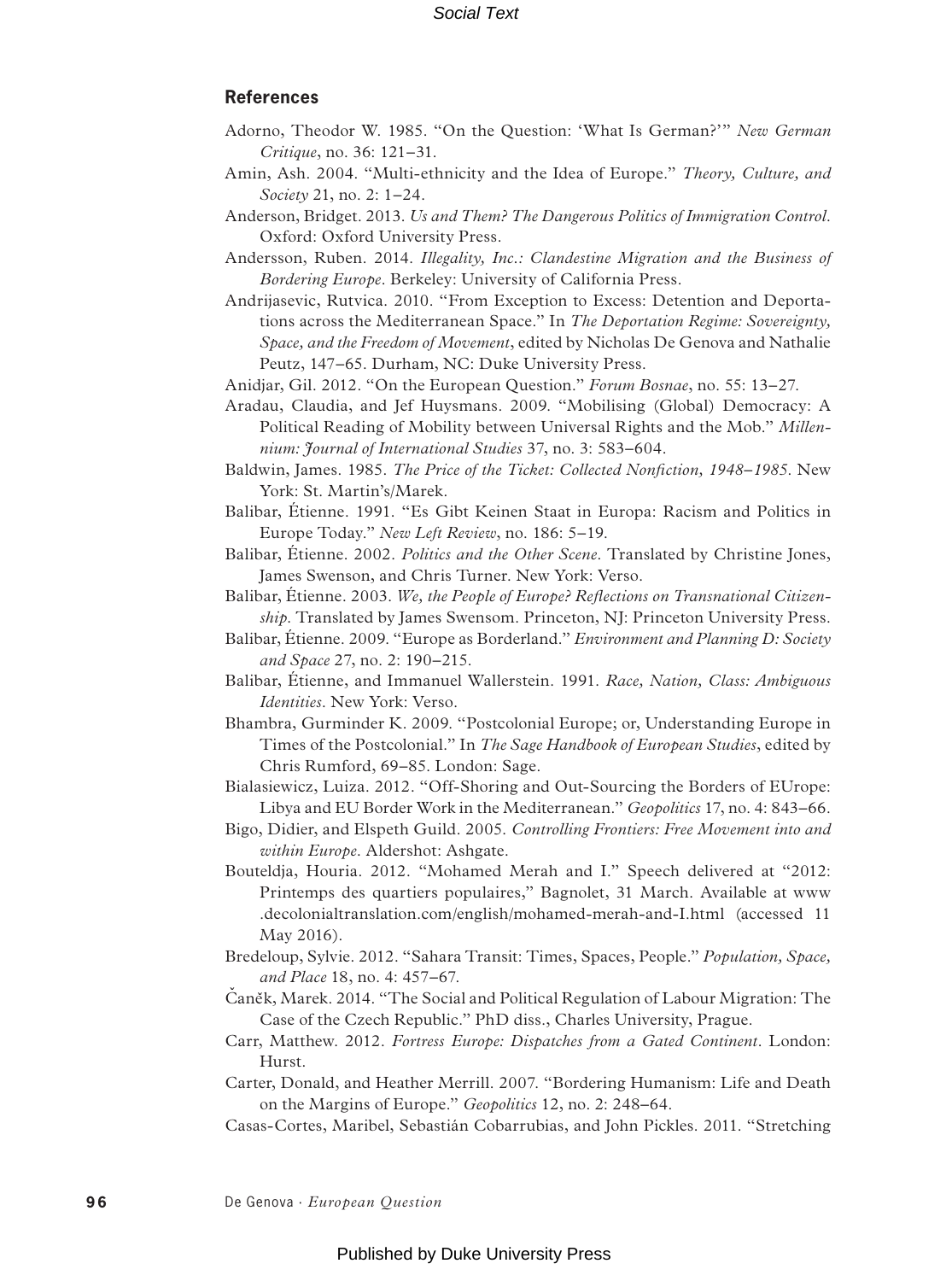## References

Adorno, Theodor W. 1985. "On the Question: 'What Is German?'" *New German Critique*, no. 36: 121–31.

Amin, Ash. 2004. "Multi-ethnicity and the Idea of Europe." *Theory, Culture, and Society* 21, no. 2: 1–24.

Anderson, Bridget. 2013. *Us and Them? The Dangerous Politics of Immigration Control*. Oxford: Oxford University Press.

Andersson, Ruben. 2014. *Illegality, Inc.: Clandestine Migration and the Business of Bordering Europe*. Berkeley: University of California Press.

Andrijasevic, Rutvica. 2010. "From Exception to Excess: Detention and Deportations across the Mediterranean Space." In *The Deportation Regime: Sovereignty, Space, and the Freedom of Movement*, edited by Nicholas De Genova and Nathalie Peutz, 147–65. Durham, NC: Duke University Press.

Anidjar, Gil. 2012. "On the European Question." *Forum Bosnae*, no. 55: 13–27.

Aradau, Claudia, and Jef Huysmans. 2009. "Mobilising (Global) Democracy: A Political Reading of Mobility between Universal Rights and the Mob." *Millennium: Journal of International Studies* 37, no. 3: 583–604.

Baldwin, James. 1985. *The Price of the Ticket: Collected Nonfiction, 1948–1985*. New York: St. Martin's/Marek.

Balibar, Étienne. 1991. "Es Gibt Keinen Staat in Europa: Racism and Politics in Europe Today." *New Left Review*, no. 186: 5–19.

Balibar, Étienne. 2002. *Politics and the Other Scene*. Translated by Christine Jones, James Swenson, and Chris Turner. New York: Verso.

Balibar, Étienne. 2003. *We, the People of Europe? Reflections on Transnational Citizenship*. Translated by James Swensom. Princeton, NJ: Princeton University Press.

Balibar, Étienne. 2009. "Europe as Borderland." *Environment and Planning D: Society and Space* 27, no. 2: 190–215.

Balibar, Étienne, and Immanuel Wallerstein. 1991. *Race, Nation, Class: Ambiguous Identities*. New York: Verso.

Bhambra, Gurminder K. 2009. "Postcolonial Europe; or, Understanding Europe in Times of the Postcolonial." In *The Sage Handbook of European Studies*, edited by Chris Rumford, 69–85. London: Sage.

Bialasiewicz, Luiza. 2012. "Off-Shoring and Out-Sourcing the Borders of EUrope: Libya and EU Border Work in the Mediterranean." *Geopolitics* 17, no. 4: 843–66.

Bigo, Didier, and Elspeth Guild. 2005. *Controlling Frontiers: Free Movement into and within Europe*. Aldershot: Ashgate.

Bouteldja, Houria. 2012. "Mohamed Merah and I." Speech delivered at "2012: Printemps des quartiers populaires," Bagnolet, 31 March. Available at www.decolonialtranslation.com/english/mohamed-merah-and-I.html (accessed 11 May 2016).

Bredeloup, Sylvie. 2012. "Sahara Transit: Times, Spaces, People." *Population, Space, and Place* 18, no. 4: 457–67.

Čaněk, Marek. 2014. "The Social and Political Regulation of Labour Migration: The Case of the Czech Republic." PhD diss., Charles University, Prague.

Carr, Matthew. 2012. *Fortress Europe: Dispatches from a Gated Continent*. London: Hurst.

Carter, Donald, and Heather Merrill. 2007. "Bordering Humanism: Life and Death on the Margins of Europe." *Geopolitics* 12, no. 2: 248–64.

Casas-Cortes, Maribel, Sebastián Cobarrubias, and John Pickles. 2011. "Stretching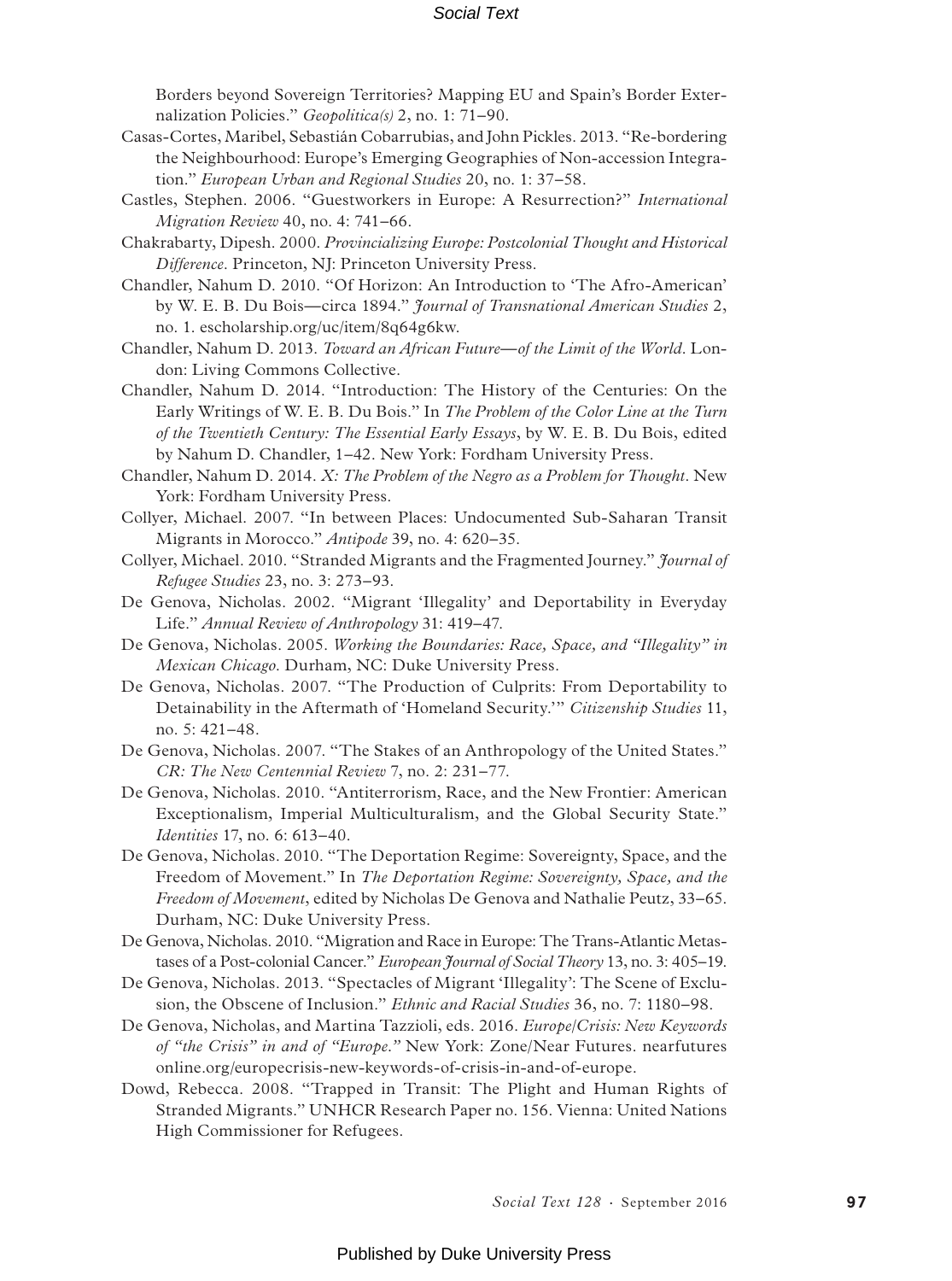Borders beyond Sovereign Territories? Mapping EU and Spain's Border Externalization Policies." *Geopolitica(s)* 2, no. 1: 71–90.

Casas-Cortes, Maribel, Sebastián Cobarrubias, and John Pickles. 2013. "Re-bordering the Neighbourhood: Europe's Emerging Geographies of Non-accession Integration." *European Urban and Regional Studies* 20, no. 1: 37–58.

Castles, Stephen. 2006. "Guestworkers in Europe: A Resurrection?" *International Migration Review* 40, no. 4: 741–66.

Chakrabarty, Dipesh. 2000. *Provincializing Europe: Postcolonial Thought and Historical Difference*. Princeton, NJ: Princeton University Press.

Chandler, Nahum D. 2010. "Of Horizon: An Introduction to 'The Afro-American' by W. E. B. Du Bois—circa 1894." *Journal of Transnational American Studies* 2, no. 1. escholarship.org/uc/item/8q64g6kw.

Chandler, Nahum D. 2013. *Toward an African Future—of the Limit of the World*. London: Living Commons Collective.

Chandler, Nahum D. 2014. "Introduction: The History of the Centuries: On the Early Writings of W. E. B. Du Bois." In *The Problem of the Color Line at the Turn of the Twentieth Century: The Essential Early Essays*, by W. E. B. Du Bois, edited by Nahum D. Chandler, 1–42. New York: Fordham University Press.

Chandler, Nahum D. 2014. *X: The Problem of the Negro as a Problem for Thought*. New York: Fordham University Press.

Collyer, Michael. 2007. "In between Places: Undocumented Sub-Saharan Transit Migrants in Morocco." *Antipode* 39, no. 4: 620–35.

Collyer, Michael. 2010. "Stranded Migrants and the Fragmented Journey." *Journal of Refugee Studies* 23, no. 3: 273–93.

De Genova, Nicholas. 2002. "Migrant 'Illegality' and Deportability in Everyday Life." *Annual Review of Anthropology* 31: 419–47.

De Genova, Nicholas. 2005. *Working the Boundaries: Race, Space, and "Illegality" in Mexican Chicago*. Durham, NC: Duke University Press.

De Genova, Nicholas. 2007. "The Production of Culprits: From Deportability to Detainability in the Aftermath of 'Homeland Security.'" *Citizenship Studies* 11, no. 5: 421–48.

De Genova, Nicholas. 2007. "The Stakes of an Anthropology of the United States." *CR: The New Centennial Review* 7, no. 2: 231–77.

De Genova, Nicholas. 2010. "Antiterrorism, Race, and the New Frontier: American Exceptionalism, Imperial Multiculturalism, and the Global Security State." *Identities* 17, no. 6: 613–40.

De Genova, Nicholas. 2010. "The Deportation Regime: Sovereignty, Space, and the Freedom of Movement." In *The Deportation Regime: Sovereignty, Space, and the Freedom of Movement*, edited by Nicholas De Genova and Nathalie Peutz, 33–65. Durham, NC: Duke University Press.

De Genova, Nicholas. 2010. "Migration and Race in Europe: The Trans-Atlantic Metastases of a Post-colonial Cancer." *European Journal of Social Theory* 13, no. 3: 405–19.

De Genova, Nicholas. 2013. "Spectacles of Migrant 'Illegality': The Scene of Exclusion, the Obscene of Inclusion." *Ethnic and Racial Studies* 36, no. 7: 1180–98.

De Genova, Nicholas, and Martina Tazzioli, eds. 2016. *Europe/Crisis: New Keywords of "the Crisis" in and of "Europe."* New York: Zone/Near Futures. nearfutures online.org/europecrisis-new-keywords-of-crisis-in-and-of-europe.

Dowd, Rebecca. 2008. "Trapped in Transit: The Plight and Human Rights of Stranded Migrants." UNHCR Research Paper no. 156. Vienna: United Nations High Commissioner for Refugees.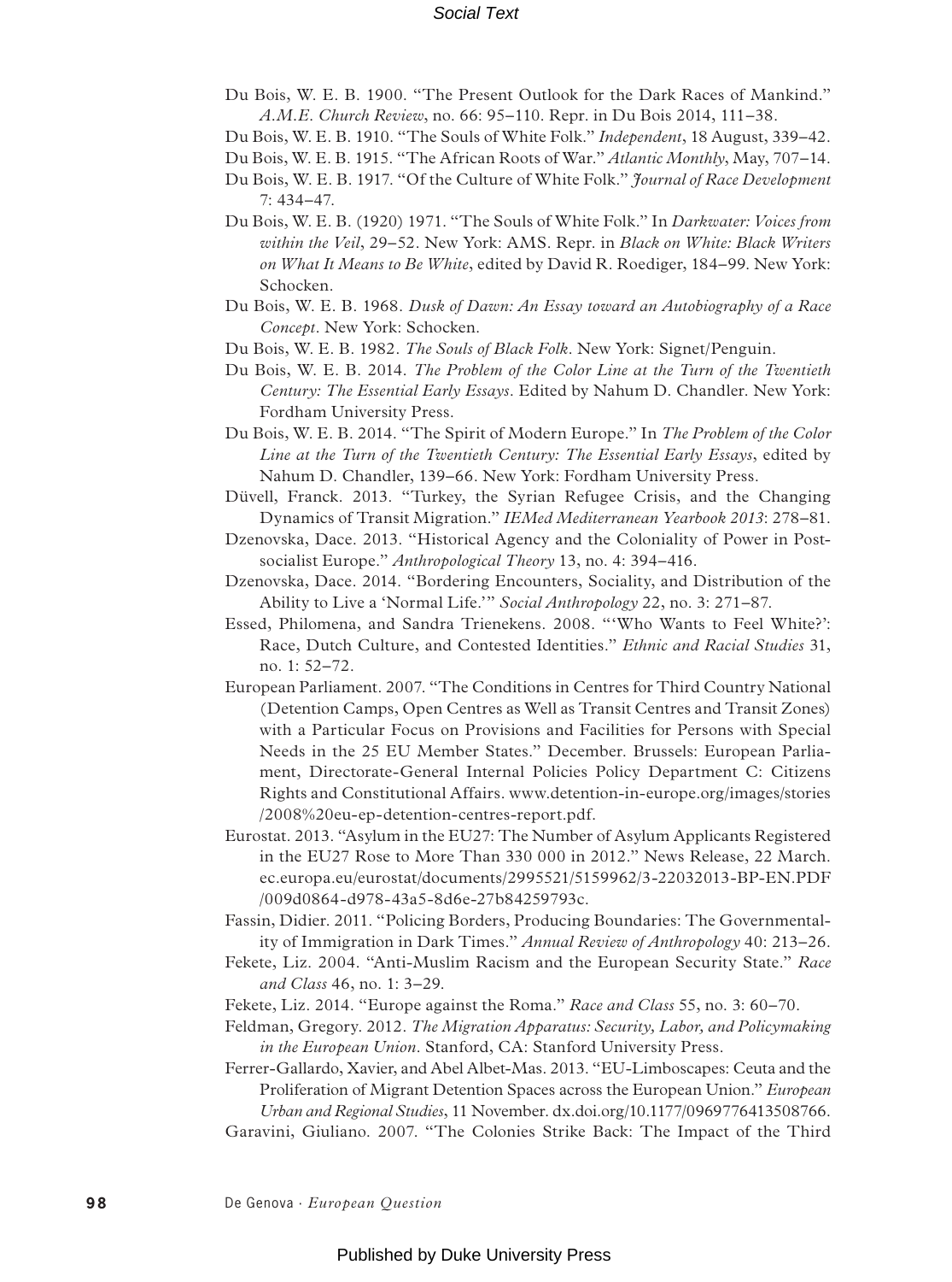Du Bois, W. E. B. 1900. "The Present Outlook for the Dark Races of Mankind." *A.M.E. Church Review*, no. 66: 95–110. Repr. in Du Bois 2014, 111–38.

Du Bois, W. E. B. 1910. "The Souls of White Folk." *Independent*, 18 August, 339–42.

Du Bois, W. E. B. 1915. "The African Roots of War." *Atlantic Monthly*, May, 707–14.

Du Bois, W. E. B. 1917. "Of the Culture of White Folk." *Journal of Race Development* 7: 434–47.

Du Bois, W. E. B. (1920) 1971. "The Souls of White Folk." In *Darkwater: Voices from within the Veil*, 29–52. New York: AMS. Repr. in *Black on White: Black Writers on What It Means to Be White*, edited by David R. Roediger, 184–99. New York: Schocken.

Du Bois, W. E. B. 1968. *Dusk of Dawn: An Essay toward an Autobiography of a Race Concept*. New York: Schocken.

Du Bois, W. E. B. 1982. *The Souls of Black Folk*. New York: Signet/Penguin.

Du Bois, W. E. B. 2014. *The Problem of the Color Line at the Turn of the Twentieth Century: The Essential Early Essays*. Edited by Nahum D. Chandler. New York: Fordham University Press.

Du Bois, W. E. B. 2014. "The Spirit of Modern Europe." In *The Problem of the Color Line at the Turn of the Twentieth Century: The Essential Early Essays*, edited by Nahum D. Chandler, 139–66. New York: Fordham University Press.

Düvell, Franck. 2013. "Turkey, the Syrian Refugee Crisis, and the Changing Dynamics of Transit Migration." *IEMed Mediterranean Yearbook 2013*: 278–81.

Dzenovska, Dace. 2013. "Historical Agency and the Coloniality of Power in Post-socialist Europe." *Anthropological Theory* 13, no. 4: 394–416.

Dzenovska, Dace. 2014. "Bordering Encounters, Sociality, and Distribution of the Ability to Live a 'Normal Life.'" *Social Anthropology* 22, no. 3: 271–87.

Essed, Philomena, and Sandra Trienekens. 2008. "'Who Wants to Feel White?': Race, Dutch Culture, and Contested Identities." *Ethnic and Racial Studies* 31, no. 1: 52–72.

European Parliament. 2007. "The Conditions in Centres for Third Country National (Detention Camps, Open Centres as Well as Transit Centres and Transit Zones) with a Particular Focus on Provisions and Facilities for Persons with Special Needs in the 25 EU Member States." December. Brussels: European Parliament, Directorate-General Internal Policies Policy Department C: Citizens Rights and Constitutional Affairs. www.detention-in-europe.org/images/stories/2008%20eu-ep-detention-centres-report.pdf.

Eurostat. 2013. "Asylum in the EU27: The Number of Asylum Applicants Registered in the EU27 Rose to More Than 330 000 in 2012." News Release, 22 March. ec.europa.eu/eurostat/documents/2995521/5159962/3-22032013-BP-EN.PDF/009d0864-d978-43a5-8d6e-27b84259793c.

Fassin, Didier. 2011. "Policing Borders, Producing Boundaries: The Governmentality of Immigration in Dark Times." *Annual Review of Anthropology* 40: 213–26.

Fekete, Liz. 2004. "Anti-Muslim Racism and the European Security State." *Race and Class* 46, no. 1: 3–29.

Fekete, Liz. 2014. "Europe against the Roma." *Race and Class* 55, no. 3: 60–70.

Feldman, Gregory. 2012. *The Migration Apparatus: Security, Labor, and Policymaking in the European Union*. Stanford, CA: Stanford University Press.

Ferrer-Gallardo, Xavier, and Abel Albet-Mas. 2013. "EU-Limboscapes: Ceuta and the Proliferation of Migrant Detention Spaces across the European Union." *European Urban and Regional Studies*, 11 November. dx.doi.org/10.1177/0969776413508766.

Garavini, Giuliano. 2007. "The Colonies Strike Back: The Impact of the Third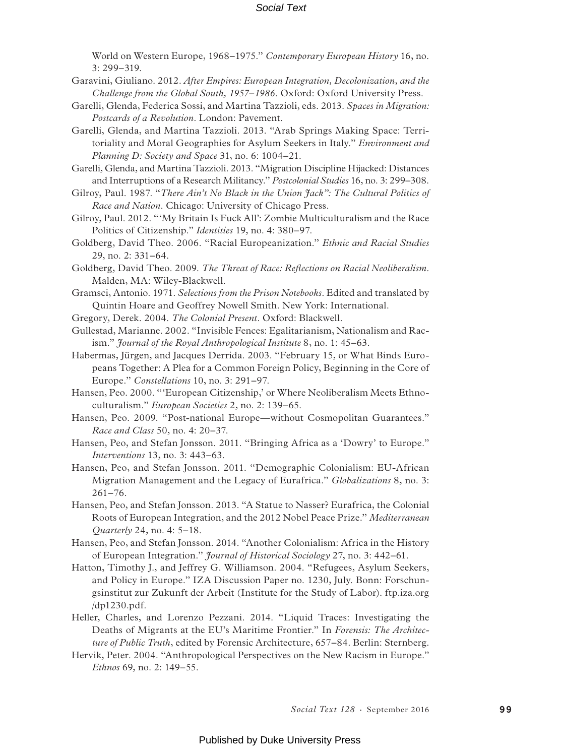World on Western Europe, 1968–1975." *Contemporary European History* 16, no. 3: 299–319.

Garavini, Giuliano. 2012. *After Empires: European Integration, Decolonization, and the Challenge from the Global South, 1957–1986*. Oxford: Oxford University Press.

Garelli, Glenda, Federica Sossi, and Martina Tazzioli, eds. 2013. *Spaces in Migration: Postcards of a Revolution*. London: Pavement.

Garelli, Glenda, and Martina Tazzioli. 2013. "Arab Springs Making Space: Territoriality and Moral Geographies for Asylum Seekers in Italy." *Environment and Planning D: Society and Space* 31, no. 6: 1004–21.

Garelli, Glenda, and Martina Tazzioli. 2013. "Migration Discipline Hijacked: Distances and Interruptions of a Research Militancy." *Postcolonial Studies* 16, no. 3: 299–308.

Gilroy, Paul. 1987. "*There Ain't No Black in the Union Jack": The Cultural Politics of Race and Nation*. Chicago: University of Chicago Press.

Gilroy, Paul. 2012. "'My Britain Is Fuck All': Zombie Multiculturalism and the Race Politics of Citizenship." *Identities* 19, no. 4: 380–97.

Goldberg, David Theo. 2006. "Racial Europeanization." *Ethnic and Racial Studies* 29, no. 2: 331–64.

Goldberg, David Theo. 2009. *The Threat of Race: Reflections on Racial Neoliberalism*. Malden, MA: Wiley-Blackwell.

Gramsci, Antonio. 1971. *Selections from the Prison Notebooks*. Edited and translated by Quintin Hoare and Geoffrey Nowell Smith. New York: International.

Gregory, Derek. 2004. *The Colonial Present*. Oxford: Blackwell.

Gullestad, Marianne. 2002. "Invisible Fences: Egalitarianism, Nationalism and Racism." *Journal of the Royal Anthropological Institute* 8, no. 1: 45–63.

Habermas, Jürgen, and Jacques Derrida. 2003. "February 15, or What Binds Europeans Together: A Plea for a Common Foreign Policy, Beginning in the Core of Europe." *Constellations* 10, no. 3: 291–97.

Hansen, Peo. 2000. "'European Citizenship,' or Where Neoliberalism Meets Ethno-culturalism." *European Societies* 2, no. 2: 139–65.

Hansen, Peo. 2009. "Post-national Europe—without Cosmopolitan Guarantees." *Race and Class* 50, no. 4: 20–37.

Hansen, Peo, and Stefan Jonsson. 2011. "Bringing Africa as a 'Dowry' to Europe." *Interventions* 13, no. 3: 443–63.

Hansen, Peo, and Stefan Jonsson. 2011. "Demographic Colonialism: EU-African Migration Management and the Legacy of Eurafrica." *Globalizations* 8, no. 3: 261–76.

Hansen, Peo, and Stefan Jonsson. 2013. "A Statue to Nasser? Eurafrica, the Colonial Roots of European Integration, and the 2012 Nobel Peace Prize." *Mediterranean Quarterly* 24, no. 4: 5–18.

Hansen, Peo, and Stefan Jonsson. 2014. "Another Colonialism: Africa in the History of European Integration." *Journal of Historical Sociology* 27, no. 3: 442–61.

Hatton, Timothy J., and Jeffrey G. Williamson. 2004. "Refugees, Asylum Seekers, and Policy in Europe." IZA Discussion Paper no. 1230, July. Bonn: Forschungsinstitut zur Zukunft der Arbeit (Institute for the Study of Labor). ftp.iza.org/dp1230.pdf.

Heller, Charles, and Lorenzo Pezzani. 2014. "Liquid Traces: Investigating the Deaths of Migrants at the EU's Maritime Frontier." In *Forensis: The Architecture of Public Truth*, edited by Forensic Architecture, 657–84. Berlin: Sternberg.

Hervik, Peter. 2004. "Anthropological Perspectives on the New Racism in Europe." *Ethnos* 69, no. 2: 149–55.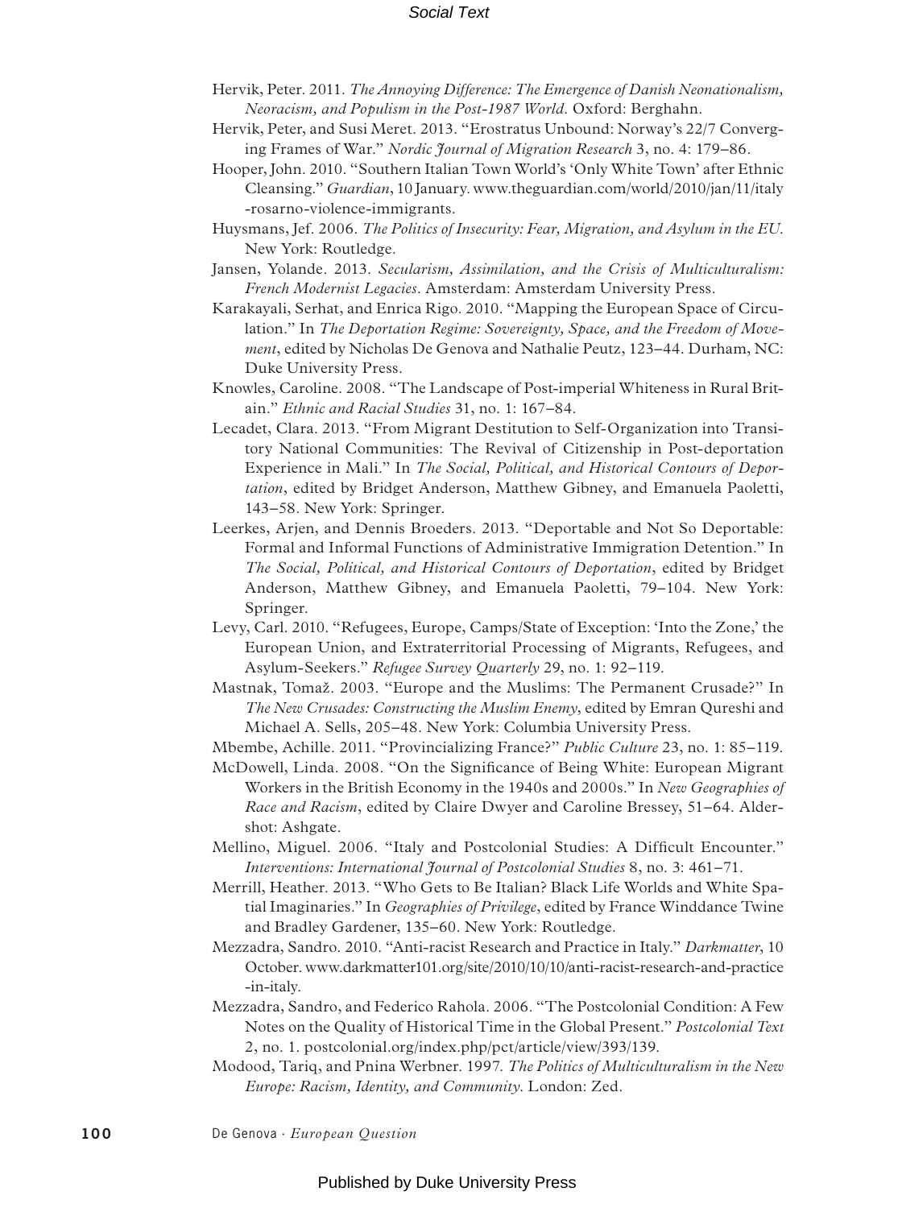Hervik, Peter. 2011. *The Annoying Difference: The Emergence of Danish Neonationalism, Neoracism, and Populism in the Post-1987 World*. Oxford: Berghahn.

Hervik, Peter, and Susi Meret. 2013. "Erostratus Unbound: Norway's 22/7 Converging Frames of War." *Nordic Journal of Migration Research* 3, no. 4: 179–86.

Hooper, John. 2010. "Southern Italian Town World's 'Only White Town' after Ethnic Cleansing." *Guardian*, 10 January. www.theguardian.com/world/2010/jan/11/italy-rosarno-violence-immigrants.

Huysmans, Jef. 2006. *The Politics of Insecurity: Fear, Migration, and Asylum in the EU*. New York: Routledge.

Jansen, Yolande. 2013. *Secularism, Assimilation, and the Crisis of Multiculturalism: French Modernist Legacies*. Amsterdam: Amsterdam University Press.

Karakayali, Serhat, and Enrica Rigo. 2010. "Mapping the European Space of Circulation." In *The Deportation Regime: Sovereignty, Space, and the Freedom of Movement*, edited by Nicholas De Genova and Nathalie Peutz, 123–44. Durham, NC: Duke University Press.

Knowles, Caroline. 2008. "The Landscape of Post-imperial Whiteness in Rural Britain." *Ethnic and Racial Studies* 31, no. 1: 167–84.

Lecadet, Clara. 2013. "From Migrant Destitution to Self-Organization into Transitory National Communities: The Revival of Citizenship in Post-deportation Experience in Mali." In *The Social, Political, and Historical Contours of Deportation*, edited by Bridget Anderson, Matthew Gibney, and Emanuela Paoletti, 143–58. New York: Springer.

Leerkes, Arjen, and Dennis Broeders. 2013. "Deportable and Not So Deportable: Formal and Informal Functions of Administrative Immigration Detention." In *The Social, Political, and Historical Contours of Deportation*, edited by Bridget Anderson, Matthew Gibney, and Emanuela Paoletti, 79–104. New York: Springer.

Levy, Carl. 2010. "Refugees, Europe, Camps/State of Exception: 'Into the Zone,' the European Union, and Extraterritorial Processing of Migrants, Refugees, and Asylum-Seekers." *Refugee Survey Quarterly* 29, no. 1: 92–119.

Mastnak, Tomaž. 2003. "Europe and the Muslims: The Permanent Crusade?" In *The New Crusades: Constructing the Muslim Enemy*, edited by Emran Qureshi and Michael A. Sells, 205–48. New York: Columbia University Press.

Mbembe, Achille. 2011. "Provincializing France?" *Public Culture* 23, no. 1: 85–119.

McDowell, Linda. 2008. "On the Significance of Being White: European Migrant Workers in the British Economy in the 1940s and 2000s." In *New Geographies of Race and Racism*, edited by Claire Dwyer and Caroline Bressey, 51–64. Aldershot: Ashgate.

Mellino, Miguel. 2006. "Italy and Postcolonial Studies: A Difficult Encounter." *Interventions: International Journal of Postcolonial Studies* 8, no. 3: 461–71.

Merrill, Heather. 2013. "Who Gets to Be Italian? Black Life Worlds and White Spatial Imaginaries." In *Geographies of Privilege*, edited by France Winddance Twine and Bradley Gardener, 135–60. New York: Routledge.

Mezzadra, Sandro. 2010. "Anti-racist Research and Practice in Italy." *Darkmatter*, 10 October. www.darkmatter101.org/site/2010/10/10/anti-racist-research-and-practice-in-italy.

Mezzadra, Sandro, and Federico Rahola. 2006. "The Postcolonial Condition: A Few Notes on the Quality of Historical Time in the Global Present." *Postcolonial Text* 2, no. 1. postcolonial.org/index.php/pct/article/view/393/139.

Modood, Tariq, and Pnina Werbner. 1997. *The Politics of Multiculturalism in the New Europe: Racism, Identity, and Community*. London: Zed.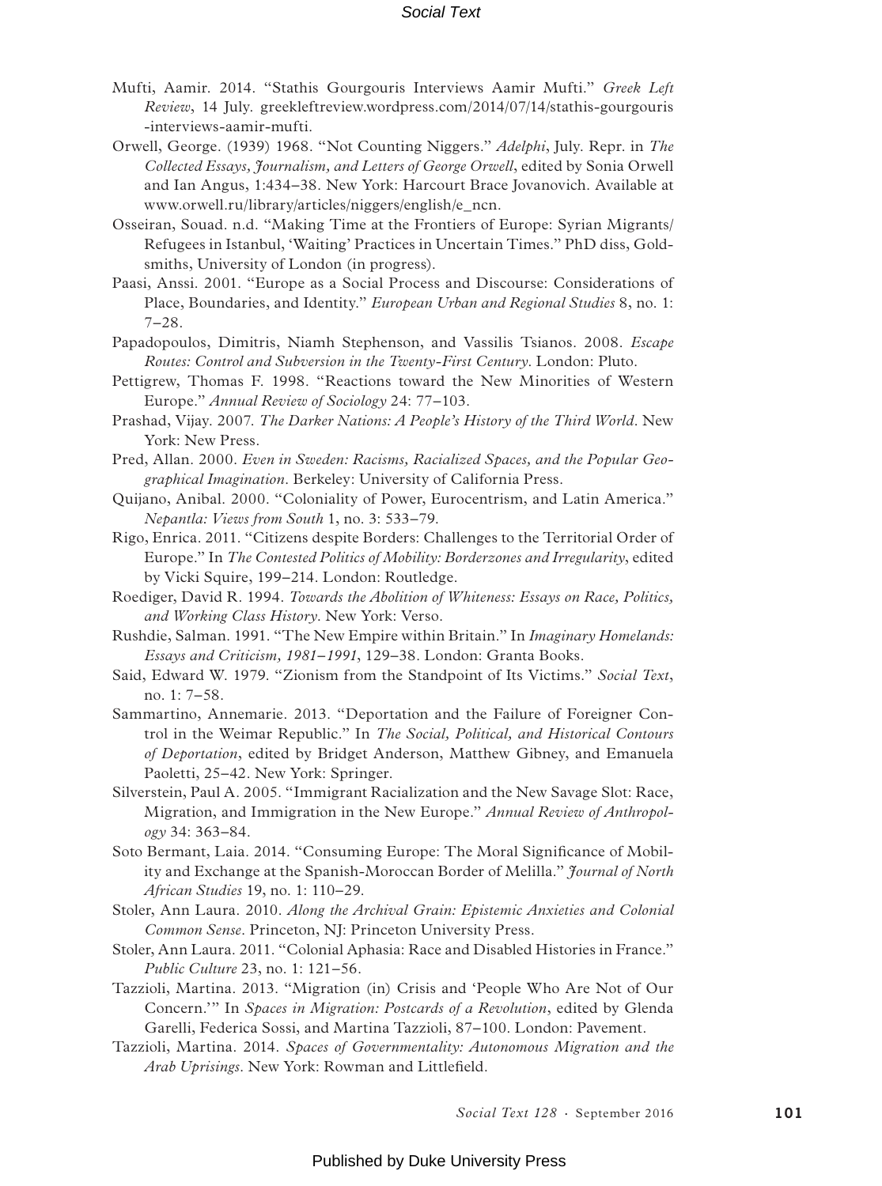Mufti, Aamir. 2014. "Stathis Gourgouris Interviews Aamir Mufti." *Greek Left Review*, 14 July. greekleftreview.wordpress.com/2014/07/14/stathis-gourgouris-interviews-aamir-mufti.

Orwell, George. (1939) 1968. "Not Counting Niggers." *Adelphi*, July. Repr. in *The Collected Essays, Journalism, and Letters of George Orwell*, edited by Sonia Orwell and Ian Angus, 1:434–38. New York: Harcourt Brace Jovanovich. Available at www.orwell.ru/library/articles/niggers/english/e_ncn.

Osseiran, Souad. n.d. "Making Time at the Frontiers of Europe: Syrian Migrants/Refugees in Istanbul, 'Waiting' Practices in Uncertain Times." PhD diss, Goldsmiths, University of London (in progress).

Paasi, Anssi. 2001. "Europe as a Social Process and Discourse: Considerations of Place, Boundaries, and Identity." *European Urban and Regional Studies* 8, no. 1: 7–28.

Papadopoulos, Dimitris, Niamh Stephenson, and Vassilis Tsianos. 2008. *Escape Routes: Control and Subversion in the Twenty-First Century*. London: Pluto.

Pettigrew, Thomas F. 1998. "Reactions toward the New Minorities of Western Europe." *Annual Review of Sociology* 24: 77–103.

Prashad, Vijay. 2007. *The Darker Nations: A People's History of the Third World*. New York: New Press.

Pred, Allan. 2000. *Even in Sweden: Racisms, Racialized Spaces, and the Popular Geographical Imagination*. Berkeley: University of California Press.

Quijano, Anibal. 2000. "Coloniality of Power, Eurocentrism, and Latin America." *Nepantla: Views from South* 1, no. 3: 533–79.

Rigo, Enrica. 2011. "Citizens despite Borders: Challenges to the Territorial Order of Europe." In *The Contested Politics of Mobility: Borderzones and Irregularity*, edited by Vicki Squire, 199–214. London: Routledge.

Roediger, David R. 1994. *Towards the Abolition of Whiteness: Essays on Race, Politics, and Working Class History*. New York: Verso.

Rushdie, Salman. 1991. "The New Empire within Britain." In *Imaginary Homelands: Essays and Criticism, 1981–1991*, 129–38. London: Granta Books.

Said, Edward W. 1979. "Zionism from the Standpoint of Its Victims." *Social Text*, no. 1: 7–58.

Sammartino, Annemarie. 2013. "Deportation and the Failure of Foreigner Control in the Weimar Republic." In *The Social, Political, and Historical Contours of Deportation*, edited by Bridget Anderson, Matthew Gibney, and Emanuela Paoletti, 25–42. New York: Springer.

Silverstein, Paul A. 2005. "Immigrant Racialization and the New Savage Slot: Race, Migration, and Immigration in the New Europe." *Annual Review of Anthropology* 34: 363–84.

Soto Bermant, Laia. 2014. "Consuming Europe: The Moral Significance of Mobility and Exchange at the Spanish-Moroccan Border of Melilla." *Journal of North African Studies* 19, no. 1: 110–29.

Stoler, Ann Laura. 2010. *Along the Archival Grain: Epistemic Anxieties and Colonial Common Sense*. Princeton, NJ: Princeton University Press.

Stoler, Ann Laura. 2011. "Colonial Aphasia: Race and Disabled Histories in France." *Public Culture* 23, no. 1: 121–56.

Tazzioli, Martina. 2013. "Migration (in) Crisis and 'People Who Are Not of Our Concern.'" In *Spaces in Migration: Postcards of a Revolution*, edited by Glenda Garelli, Federica Sossi, and Martina Tazzioli, 87–100. London: Pavement.

Tazzioli, Martina. 2014. *Spaces of Governmentality: Autonomous Migration and the Arab Uprisings*. New York: Rowman and Littlefield.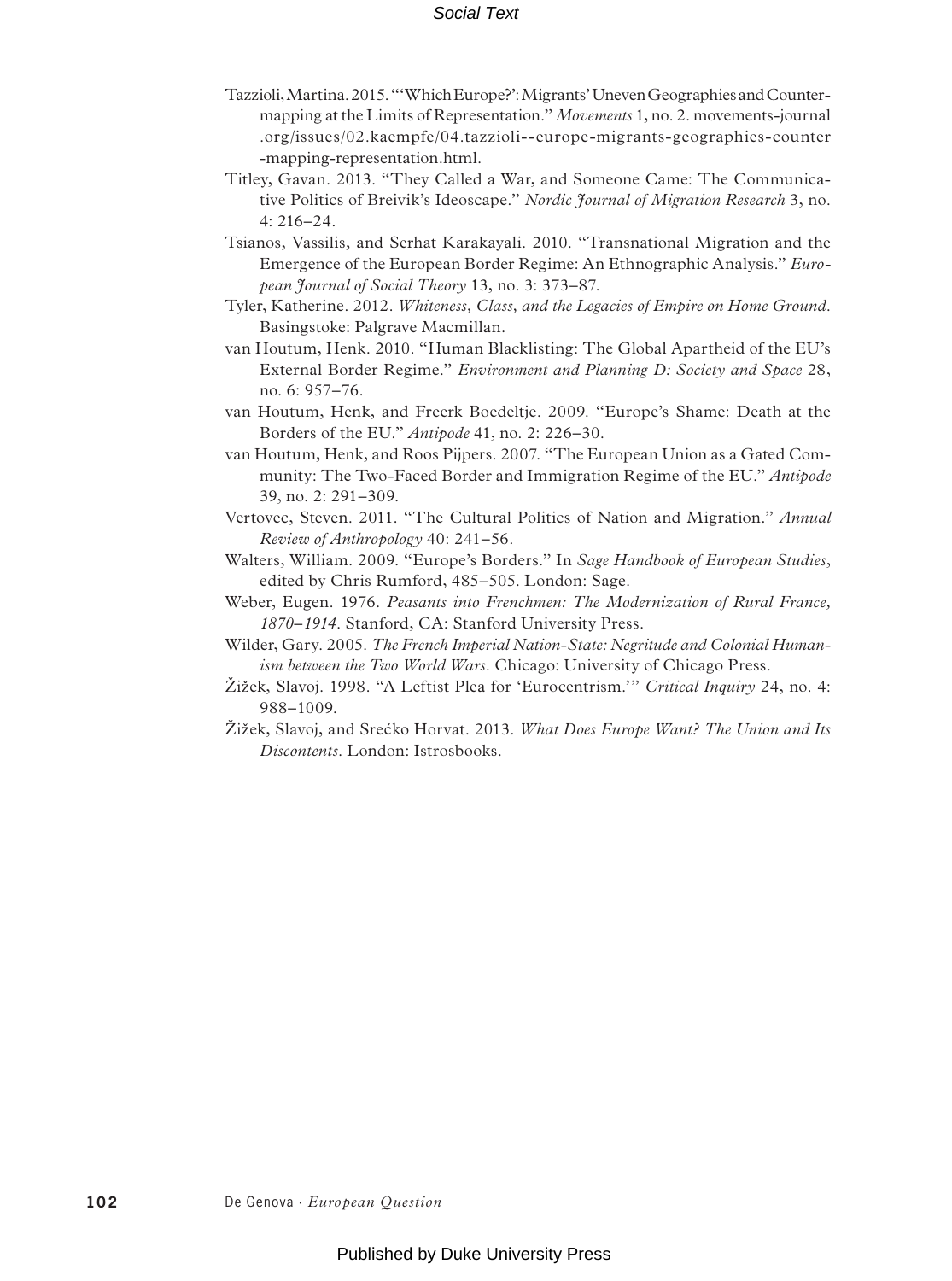Tazzioli, Martina. 2015. "'Which Europe?': Migrants' Uneven Geographies and Countermapping at the Limits of Representation." *Movements* 1, no. 2. movements-journal.org/issues/02.kaempfe/04.tazzioli--europe-migrants-geographies-counter-mapping-representation.html.

Titley, Gavan. 2013. "They Called a War, and Someone Came: The Communicative Politics of Breivik's Ideoscape." *Nordic Journal of Migration Research* 3, no. 4: 216–24.

Tsianos, Vassilis, and Serhat Karakayali. 2010. "Transnational Migration and the Emergence of the European Border Regime: An Ethnographic Analysis." *European Journal of Social Theory* 13, no. 3: 373–87.

Tyler, Katherine. 2012. *Whiteness, Class, and the Legacies of Empire on Home Ground*. Basingstoke: Palgrave Macmillan.

van Houtum, Henk. 2010. "Human Blacklisting: The Global Apartheid of the EU's External Border Regime." *Environment and Planning D: Society and Space* 28, no. 6: 957–76.

van Houtum, Henk, and Freerk Boedeltje. 2009. "Europe's Shame: Death at the Borders of the EU." *Antipode* 41, no. 2: 226–30.

van Houtum, Henk, and Roos Pijpers. 2007. "The European Union as a Gated Community: The Two-Faced Border and Immigration Regime of the EU." *Antipode* 39, no. 2: 291–309.

Vertovec, Steven. 2011. "The Cultural Politics of Nation and Migration." *Annual Review of Anthropology* 40: 241–56.

Walters, William. 2009. "Europe's Borders." In *Sage Handbook of European Studies*, edited by Chris Rumford, 485–505. London: Sage.

Weber, Eugen. 1976. *Peasants into Frenchmen: The Modernization of Rural France, 1870–1914*. Stanford, CA: Stanford University Press.

Wilder, Gary. 2005. *The French Imperial Nation-State: Negritude and Colonial Humanism between the Two World Wars*. Chicago: University of Chicago Press.

Žižek, Slavoj. 1998. "A Leftist Plea for 'Eurocentrism.'" *Critical Inquiry* 24, no. 4: 988–1009.

Žižek, Slavoj, and Srećko Horvat. 2013. *What Does Europe Want? The Union and Its Discontents*. London: Istrosbooks.